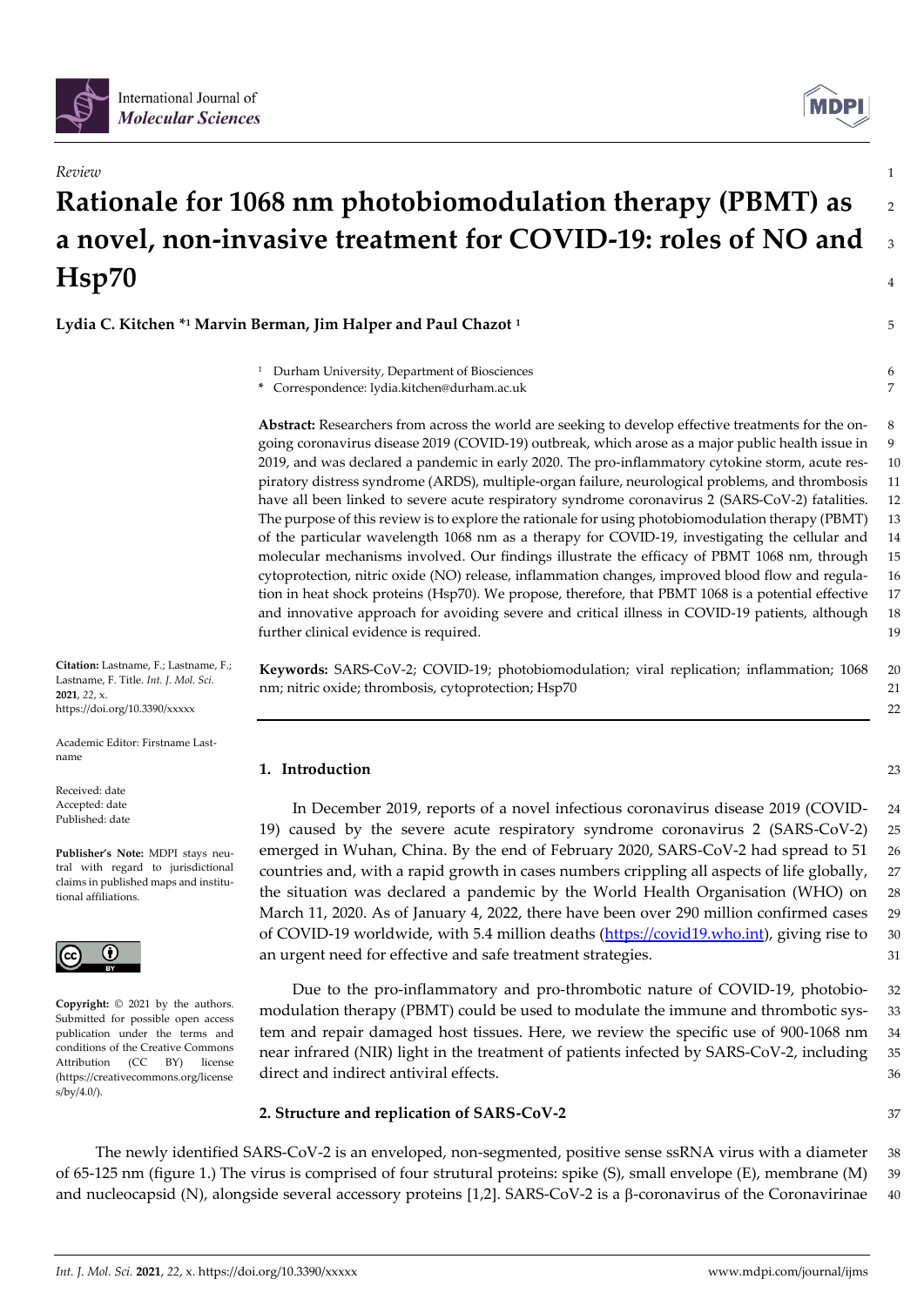*Review*

# Rationale for 1068 nm photobiomodulation therapy (PBMT) as a novel, non-invasive treatment for COVID-19: roles of NO and Hsp70

**Lydia C. Kitchen *[1] Marvin Berman, Jim Halper and Paul Chazot [1]**

[1] Durham University, Department of Biosciences
* Correspondence: lydia.kitchen@durham.ac.uk

**Abstract:** Researchers from across the world are seeking to develop effective treatments for the ongoing coronavirus disease 2019 (COVID-19) outbreak, which arose as a major public health issue in 2019, and was declared a pandemic in early 2020. The pro-inflammatory cytokine storm, acute respiratory distress syndrome (ARDS), multiple-organ failure, neurological problems, and thrombosis have all been linked to severe acute respiratory syndrome coronavirus 2 (SARS-CoV-2) fatalities. The purpose of this review is to explore the rationale for using photobiomodulation therapy (PBMT) of the particular wavelength 1068 nm as a therapy for COVID-19, investigating the cellular and molecular mechanisms involved. Our findings illustrate the efficacy of PBMT 1068 nm, through cytoprotection, nitric oxide (NO) release, inflammation changes, improved blood flow and regulation in heat shock proteins (Hsp70). We propose, therefore, that PBMT 1068 is a potential effective and innovative approach for avoiding severe and critical illness in COVID-19 patients, although further clinical evidence is required.

**Keywords:** SARS-CoV-2; COVID-19; photobiomodulation; viral replication; inflammation; 1068 nm; nitric oxide; thrombosis, cytoprotection; Hsp70

**Citation:** Lastname, F.; Lastname, F.; Lastname, F. Title. *Int. J. Mol. Sci.* **2021**, *22*, x. https://doi.org/10.3390/xxxxx

Academic Editor: Firstname Lastname

Received: date
Accepted: date
Published: date

**Publisher's Note:** MDPI stays neutral with regard to jurisdictional claims in published maps and institutional affiliations.

**Copyright:** © 2021 by the authors. Submitted for possible open access publication under the terms and conditions of the Creative Commons Attribution (CC BY) license (https://creativecommons.org/licenses/by/4.0/).

## 1. Introduction

In December 2019, reports of a novel infectious coronavirus disease 2019 (COVID-19) caused by the severe acute respiratory syndrome coronavirus 2 (SARS-CoV-2) emerged in Wuhan, China. By the end of February 2020, SARS-CoV-2 had spread to 51 countries and, with a rapid growth in cases numbers crippling all aspects of life globally, the situation was declared a pandemic by the World Health Organisation (WHO) on March 11, 2020. As of January 4, 2022, there have been over 290 million confirmed cases of COVID-19 worldwide, with 5.4 million deaths (https://covid19.who.int), giving rise to an urgent need for effective and safe treatment strategies.

Due to the pro-inflammatory and pro-thrombotic nature of COVID-19, photobiomodulation therapy (PBMT) could be used to modulate the immune and thrombotic system and repair damaged host tissues. Here, we review the specific use of 900-1068 nm near infrared (NIR) light in the treatment of patients infected by SARS-CoV-2, including direct and indirect antiviral effects.

## 2. Structure and replication of SARS-CoV-2

The newly identified SARS-CoV-2 is an enveloped, non-segmented, positive sense ssRNA virus with a diameter of 65-125 nm (figure 1.) The virus is comprised of four strutural proteins: spike (S), small envelope (E), membrane (M) and nucleocapsid (N), alongside several accessory proteins [1,2]. SARS-CoV-2 is a β-coronavirus of the Coronavirinae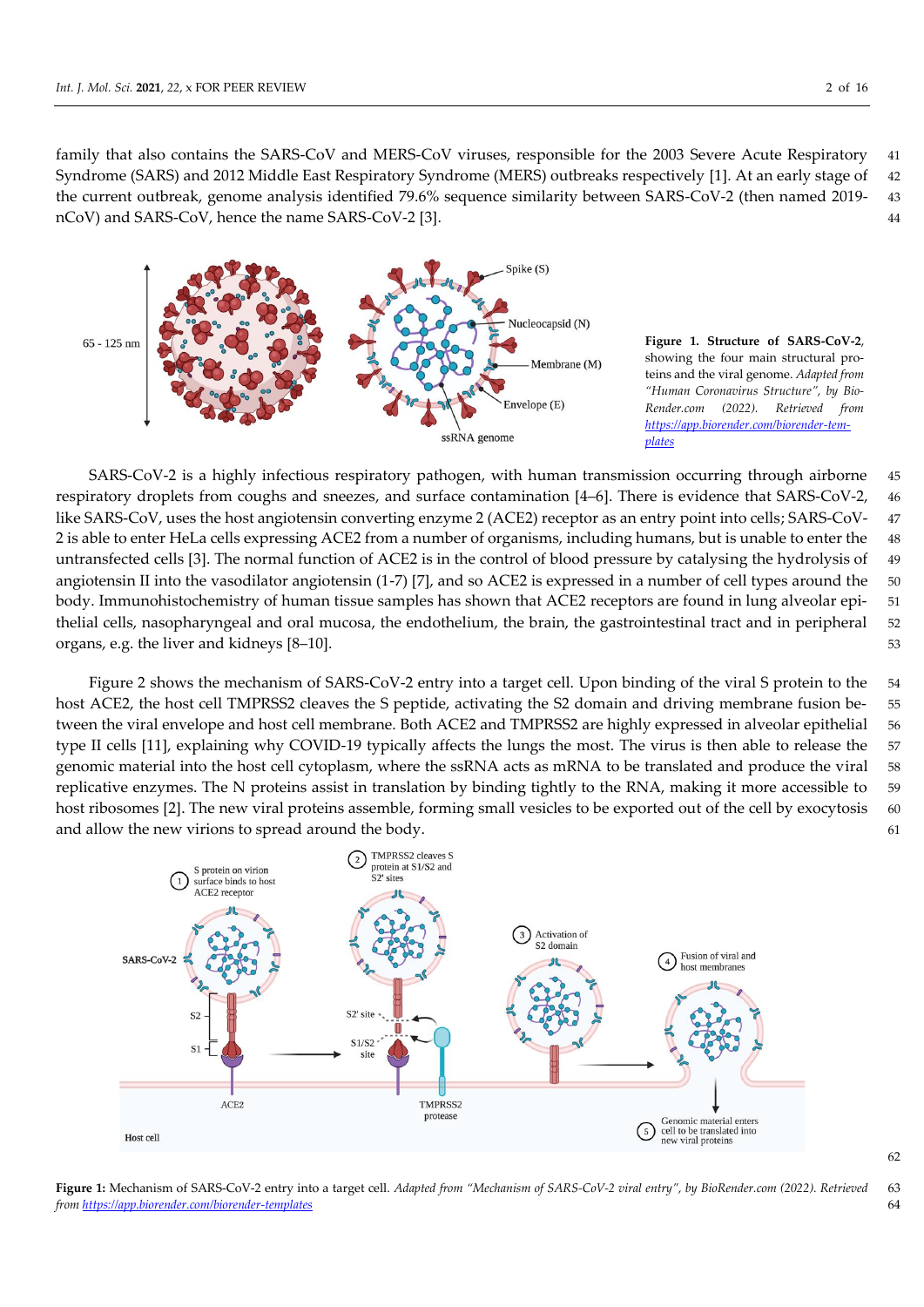family that also contains the SARS-CoV and MERS-CoV viruses, responsible for the 2003 Severe Acute Respiratory Syndrome (SARS) and 2012 Middle East Respiratory Syndrome (MERS) outbreaks respectively [1]. At an early stage of the current outbreak, genome analysis identified 79.6% sequence similarity between SARS-CoV-2 (then named 2019-nCoV) and SARS-CoV, hence the name SARS-CoV-2 [3].

**Figure 1. Structure of SARS-CoV-2**, showing the four main structural proteins and the viral genome. *Adapted from "Human Coronavirus Structure", by BioRender.com (2022). Retrieved from* https://app.biorender.com/biorender-templates

SARS-CoV-2 is a highly infectious respiratory pathogen, with human transmission occurring through airborne respiratory droplets from coughs and sneezes, and surface contamination [4–6]. There is evidence that SARS-CoV-2, like SARS-CoV, uses the host angiotensin converting enzyme 2 (ACE2) receptor as an entry point into cells; SARS-CoV-2 is able to enter HeLa cells expressing ACE2 from a number of organisms, including humans, but is unable to enter the untransfected cells [3]. The normal function of ACE2 is in the control of blood pressure by catalysing the hydrolysis of angiotensin II into the vasodilator angiotensin (1-7) [7], and so ACE2 is expressed in a number of cell types around the body. Immunohistochemistry of human tissue samples has shown that ACE2 receptors are found in lung alveolar epithelial cells, nasopharyngeal and oral mucosa, the endothelium, the brain, the gastrointestinal tract and in peripheral organs, e.g. the liver and kidneys [8–10].

Figure 2 shows the mechanism of SARS-CoV-2 entry into a target cell. Upon binding of the viral S protein to the host ACE2, the host cell TMPRSS2 cleaves the S peptide, activating the S2 domain and driving membrane fusion between the viral envelope and host cell membrane. Both ACE2 and TMPRSS2 are highly expressed in alveolar epithelial type II cells [11], explaining why COVID-19 typically affects the lungs the most. The virus is then able to release the genomic material into the host cell cytoplasm, where the ssRNA acts as mRNA to be translated and produce the viral replicative enzymes. The N proteins assist in translation by binding tightly to the RNA, making it more accessible to host ribosomes [2]. The new viral proteins assemble, forming small vesicles to be exported out of the cell by exocytosis and allow the new virions to spread around the body.

**Figure 1:** Mechanism of SARS-CoV-2 entry into a target cell. *Adapted from "Mechanism of SARS-CoV-2 viral entry", by BioRender.com (2022). Retrieved from* https://app.biorender.com/biorender-templates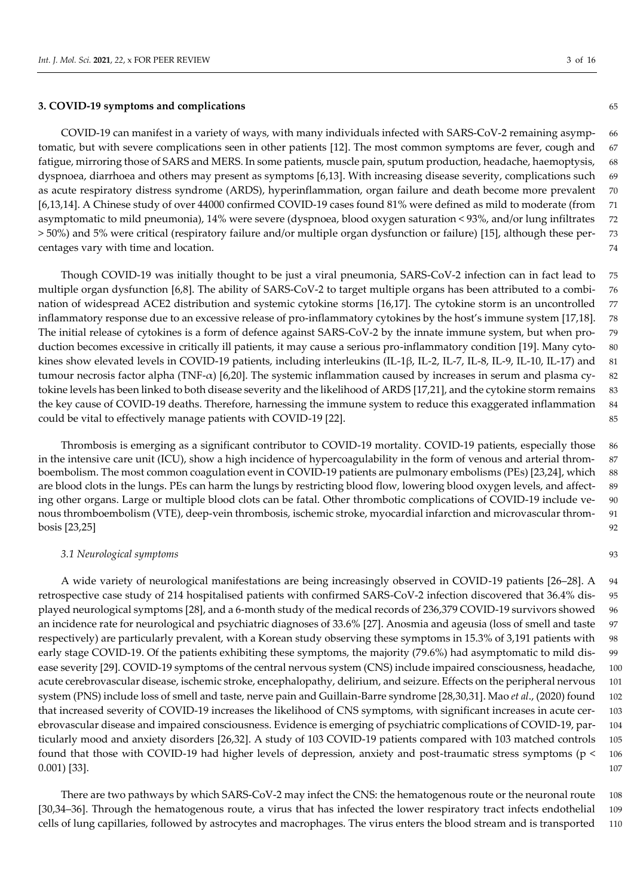## 3. COVID-19 symptoms and complications

COVID-19 can manifest in a variety of ways, with many individuals infected with SARS-CoV-2 remaining asymptomatic, but with severe complications seen in other patients [12]. The most common symptoms are fever, cough and fatigue, mirroring those of SARS and MERS. In some patients, muscle pain, sputum production, headache, haemoptysis, dyspnoea, diarrhoea and others may present as symptoms [6,13]. With increasing disease severity, complications such as acute respiratory distress syndrome (ARDS), hyperinflammation, organ failure and death become more prevalent [6,13,14]. A Chinese study of over 44000 confirmed COVID-19 cases found 81% were defined as mild to moderate (from asymptomatic to mild pneumonia), 14% were severe (dyspnoea, blood oxygen saturation < 93%, and/or lung infiltrates > 50%) and 5% were critical (respiratory failure and/or multiple organ dysfunction or failure) [15], although these percentages vary with time and location.

Though COVID-19 was initially thought to be just a viral pneumonia, SARS-CoV-2 infection can in fact lead to multiple organ dysfunction [6,8]. The ability of SARS-CoV-2 to target multiple organs has been attributed to a combination of widespread ACE2 distribution and systemic cytokine storms [16,17]. The cytokine storm is an uncontrolled inflammatory response due to an excessive release of pro-inflammatory cytokines by the host's immune system [17,18]. The initial release of cytokines is a form of defence against SARS-CoV-2 by the innate immune system, but when production becomes excessive in critically ill patients, it may cause a serious pro-inflammatory condition [19]. Many cytokines show elevated levels in COVID-19 patients, including interleukins (IL-1β, IL-2, IL-7, IL-8, IL-9, IL-10, IL-17) and tumour necrosis factor alpha (TNF-α) [6,20]. The systemic inflammation caused by increases in serum and plasma cytokine levels has been linked to both disease severity and the likelihood of ARDS [17,21], and the cytokine storm remains the key cause of COVID-19 deaths. Therefore, harnessing the immune system to reduce this exaggerated inflammation could be vital to effectively manage patients with COVID-19 [22].

Thrombosis is emerging as a significant contributor to COVID-19 mortality. COVID-19 patients, especially those in the intensive care unit (ICU), show a high incidence of hypercoagulability in the form of venous and arterial thromboembolism. The most common coagulation event in COVID-19 patients are pulmonary embolisms (PEs) [23,24], which are blood clots in the lungs. PEs can harm the lungs by restricting blood flow, lowering blood oxygen levels, and affecting other organs. Large or multiple blood clots can be fatal. Other thrombotic complications of COVID-19 include venous thromboembolism (VTE), deep-vein thrombosis, ischemic stroke, myocardial infarction and microvascular thrombosis [23,25]

### *3.1 Neurological symptoms*

A wide variety of neurological manifestations are being increasingly observed in COVID-19 patients [26–28]. A retrospective case study of 214 hospitalised patients with confirmed SARS-CoV-2 infection discovered that 36.4% displayed neurological symptoms [28], and a 6-month study of the medical records of 236,379 COVID-19 survivors showed an incidence rate for neurological and psychiatric diagnoses of 33.6% [27]. Anosmia and ageusia (loss of smell and taste respectively) are particularly prevalent, with a Korean study observing these symptoms in 15.3% of 3,191 patients with early stage COVID-19. Of the patients exhibiting these symptoms, the majority (79.6%) had asymptomatic to mild disease severity [29]. COVID-19 symptoms of the central nervous system (CNS) include impaired consciousness, headache, acute cerebrovascular disease, ischemic stroke, encephalopathy, delirium, and seizure. Effects on the peripheral nervous system (PNS) include loss of smell and taste, nerve pain and Guillain-Barre syndrome [28,30,31]. Mao *et al*., (2020) found that increased severity of COVID-19 increases the likelihood of CNS symptoms, with significant increases in acute cerebrovascular disease and impaired consciousness. Evidence is emerging of psychiatric complications of COVID-19, particularly mood and anxiety disorders [26,32]. A study of 103 COVID-19 patients compared with 103 matched controls found that those with COVID-19 had higher levels of depression, anxiety and post-traumatic stress symptoms ($p < 0.001$) [33].

There are two pathways by which SARS-CoV-2 may infect the CNS: the hematogenous route or the neuronal route [30,34–36]. Through the hematogenous route, a virus that has infected the lower respiratory tract infects endothelial cells of lung capillaries, followed by astrocytes and macrophages. The virus enters the blood stream and is transported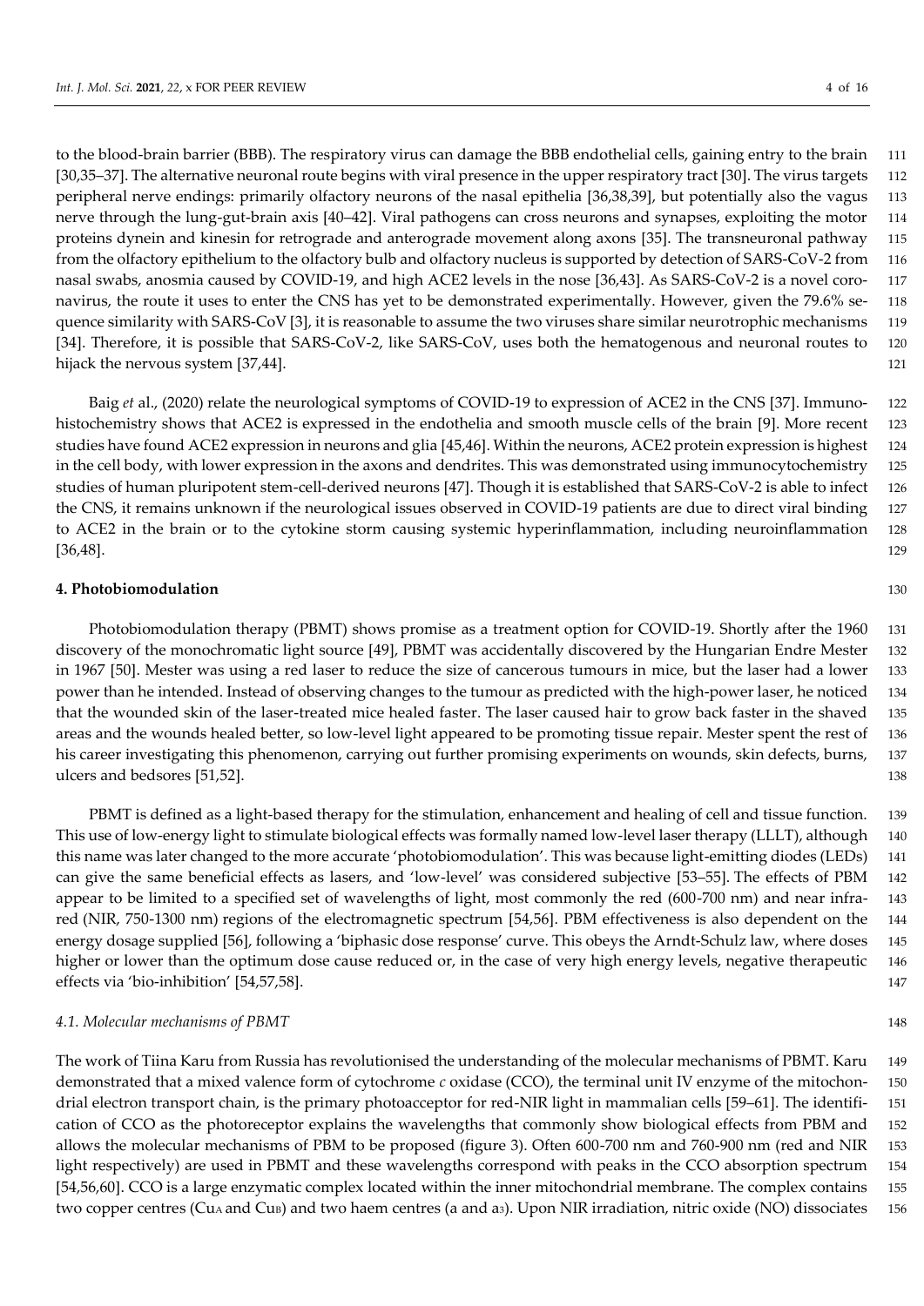to the blood-brain barrier (BBB). The respiratory virus can damage the BBB endothelial cells, gaining entry to the brain [30,35–37]. The alternative neuronal route begins with viral presence in the upper respiratory tract [30]. The virus targets peripheral nerve endings: primarily olfactory neurons of the nasal epithelia [36,38,39], but potentially also the vagus nerve through the lung-gut-brain axis [40–42]. Viral pathogens can cross neurons and synapses, exploiting the motor proteins dynein and kinesin for retrograde and anterograde movement along axons [35]. The transneuronal pathway from the olfactory epithelium to the olfactory bulb and olfactory nucleus is supported by detection of SARS-CoV-2 from nasal swabs, anosmia caused by COVID-19, and high ACE2 levels in the nose [36,43]. As SARS-CoV-2 is a novel coronavirus, the route it uses to enter the CNS has yet to be demonstrated experimentally. However, given the 79.6% sequence similarity with SARS-CoV [3], it is reasonable to assume the two viruses share similar neurotrophic mechanisms [34]. Therefore, it is possible that SARS-CoV-2, like SARS-CoV, uses both the hematogenous and neuronal routes to hijack the nervous system [37,44].

Baig *et* al., (2020) relate the neurological symptoms of COVID-19 to expression of ACE2 in the CNS [37]. Immunohistochemistry shows that ACE2 is expressed in the endothelia and smooth muscle cells of the brain [9]. More recent studies have found ACE2 expression in neurons and glia [45,46]. Within the neurons, ACE2 protein expression is highest in the cell body, with lower expression in the axons and dendrites. This was demonstrated using immunocytochemistry studies of human pluripotent stem-cell-derived neurons [47]. Though it is established that SARS-CoV-2 is able to infect the CNS, it remains unknown if the neurological issues observed in COVID-19 patients are due to direct viral binding to ACE2 in the brain or to the cytokine storm causing systemic hyperinflammation, including neuroinflammation [36,48].

## 4. Photobiomodulation

Photobiomodulation therapy (PBMT) shows promise as a treatment option for COVID-19. Shortly after the 1960 discovery of the monochromatic light source [49], PBMT was accidentally discovered by the Hungarian Endre Mester in 1967 [50]. Mester was using a red laser to reduce the size of cancerous tumours in mice, but the laser had a lower power than he intended. Instead of observing changes to the tumour as predicted with the high-power laser, he noticed that the wounded skin of the laser-treated mice healed faster. The laser caused hair to grow back faster in the shaved areas and the wounds healed better, so low-level light appeared to be promoting tissue repair. Mester spent the rest of his career investigating this phenomenon, carrying out further promising experiments on wounds, skin defects, burns, ulcers and bedsores [51,52].

PBMT is defined as a light-based therapy for the stimulation, enhancement and healing of cell and tissue function. This use of low-energy light to stimulate biological effects was formally named low-level laser therapy (LLLT), although this name was later changed to the more accurate 'photobiomodulation'. This was because light-emitting diodes (LEDs) can give the same beneficial effects as lasers, and 'low-level' was considered subjective [53–55]. The effects of PBM appear to be limited to a specified set of wavelengths of light, most commonly the red (600-700 nm) and near infrared (NIR, 750-1300 nm) regions of the electromagnetic spectrum [54,56]. PBM effectiveness is also dependent on the energy dosage supplied [56], following a 'biphasic dose response' curve. This obeys the Arndt-Schulz law, where doses higher or lower than the optimum dose cause reduced or, in the case of very high energy levels, negative therapeutic effects via 'bio-inhibition' [54,57,58].

### 4.1. Molecular mechanisms of PBMT

The work of Tiina Karu from Russia has revolutionised the understanding of the molecular mechanisms of PBMT. Karu demonstrated that a mixed valence form of cytochrome *c* oxidase (CCO), the terminal unit IV enzyme of the mitochondrial electron transport chain, is the primary photoacceptor for red-NIR light in mammalian cells [59–61]. The identification of CCO as the photoreceptor explains the wavelengths that commonly show biological effects from PBM and allows the molecular mechanisms of PBM to be proposed (figure 3). Often 600-700 nm and 760-900 nm (red and NIR light respectively) are used in PBMT and these wavelengths correspond with peaks in the CCO absorption spectrum [54,56,60]. CCO is a large enzymatic complex located within the inner mitochondrial membrane. The complex contains two copper centres ($Cu_A$ and $Cu_B$) and two haem centres (a and $a_3$). Upon NIR irradiation, nitric oxide (NO) dissociates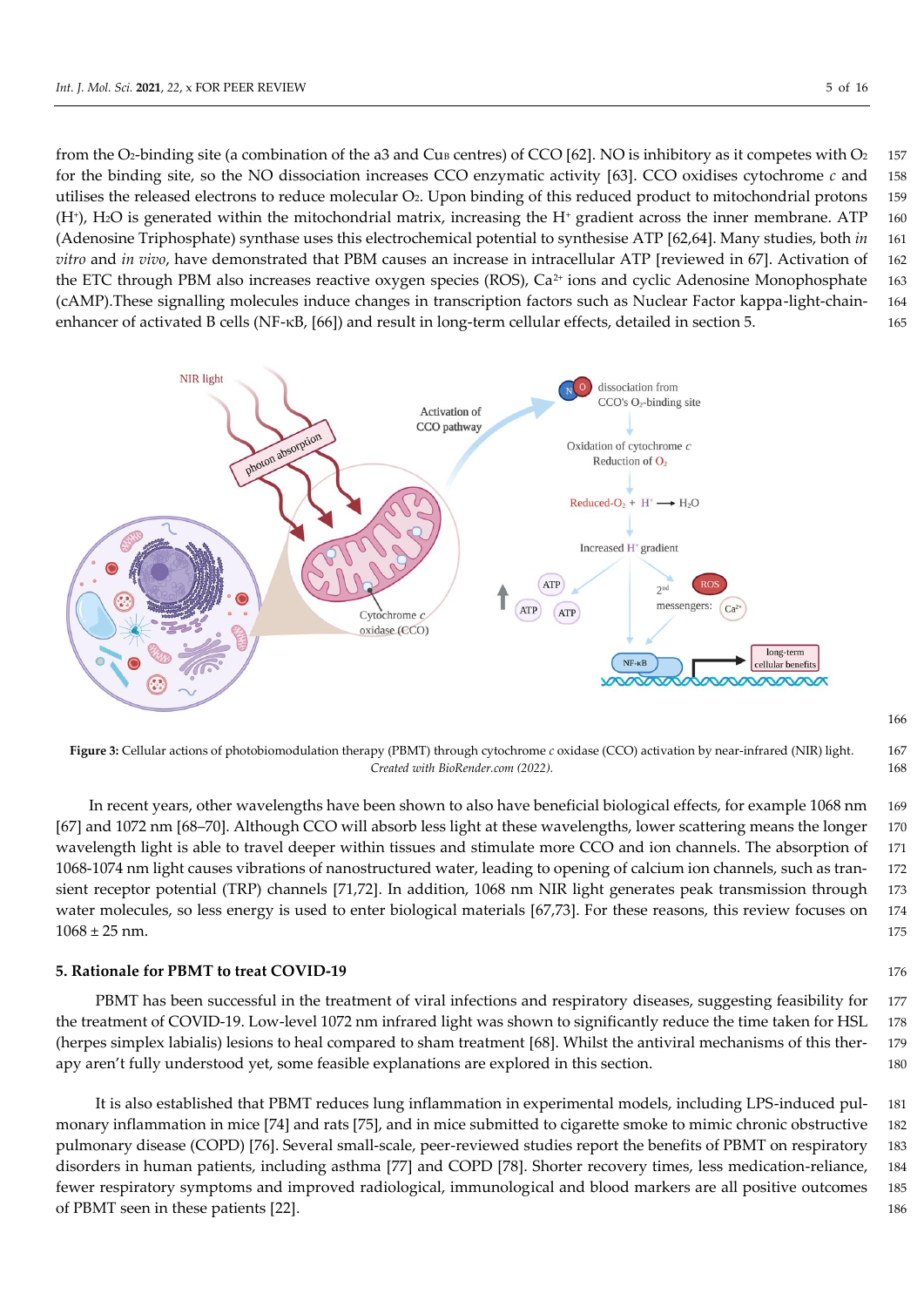from the $O_2$-binding site (a combination of the a3 and $Cu_B$ centres) of CCO [62]. NO is inhibitory as it competes with $O_2$ for the binding site, so the NO dissociation increases CCO enzymatic activity [63]. CCO oxidises cytochrome *c* and utilises the released electrons to reduce molecular $O_2$. Upon binding of this reduced product to mitochondrial protons ($H^+$), $H_2O$ is generated within the mitochondrial matrix, increasing the $H^+$ gradient across the inner membrane. ATP (Adenosine Triphosphate) synthase uses this electrochemical potential to synthesise ATP [62,64]. Many studies, both *in vitro* and *in vivo*, have demonstrated that PBM causes an increase in intracellular ATP [reviewed in 67]. Activation of the ETC through PBM also increases reactive oxygen species (ROS), $Ca^{2+}$ ions and cyclic Adenosine Monophosphate (cAMP).These signalling molecules induce changes in transcription factors such as Nuclear Factor kappa-light-chain-enhancer of activated B cells (NF-κB, [66]) and result in long-term cellular effects, detailed in section 5.

**Figure 3:** Cellular actions of photobiomodulation therapy (PBMT) through cytochrome *c* oxidase (CCO) activation by near-infrared (NIR) light. *Created with BioRender.com (2022).*

In recent years, other wavelengths have been shown to also have beneficial biological effects, for example 1068 nm [67] and 1072 nm [68–70]. Although CCO will absorb less light at these wavelengths, lower scattering means the longer wavelength light is able to travel deeper within tissues and stimulate more CCO and ion channels. The absorption of 1068-1074 nm light causes vibrations of nanostructured water, leading to opening of calcium ion channels, such as transient receptor potential (TRP) channels [71,72]. In addition, 1068 nm NIR light generates peak transmission through water molecules, so less energy is used to enter biological materials [67,73]. For these reasons, this review focuses on 1068 ± 25 nm.

## 5. Rationale for PBMT to treat COVID-19

PBMT has been successful in the treatment of viral infections and respiratory diseases, suggesting feasibility for the treatment of COVID-19. Low-level 1072 nm infrared light was shown to significantly reduce the time taken for HSL (herpes simplex labialis) lesions to heal compared to sham treatment [68]. Whilst the antiviral mechanisms of this therapy aren't fully understood yet, some feasible explanations are explored in this section.

It is also established that PBMT reduces lung inflammation in experimental models, including LPS-induced pulmonary inflammation in mice [74] and rats [75], and in mice submitted to cigarette smoke to mimic chronic obstructive pulmonary disease (COPD) [76]. Several small-scale, peer-reviewed studies report the benefits of PBMT on respiratory disorders in human patients, including asthma [77] and COPD [78]. Shorter recovery times, less medication-reliance, fewer respiratory symptoms and improved radiological, immunological and blood markers are all positive outcomes of PBMT seen in these patients [22].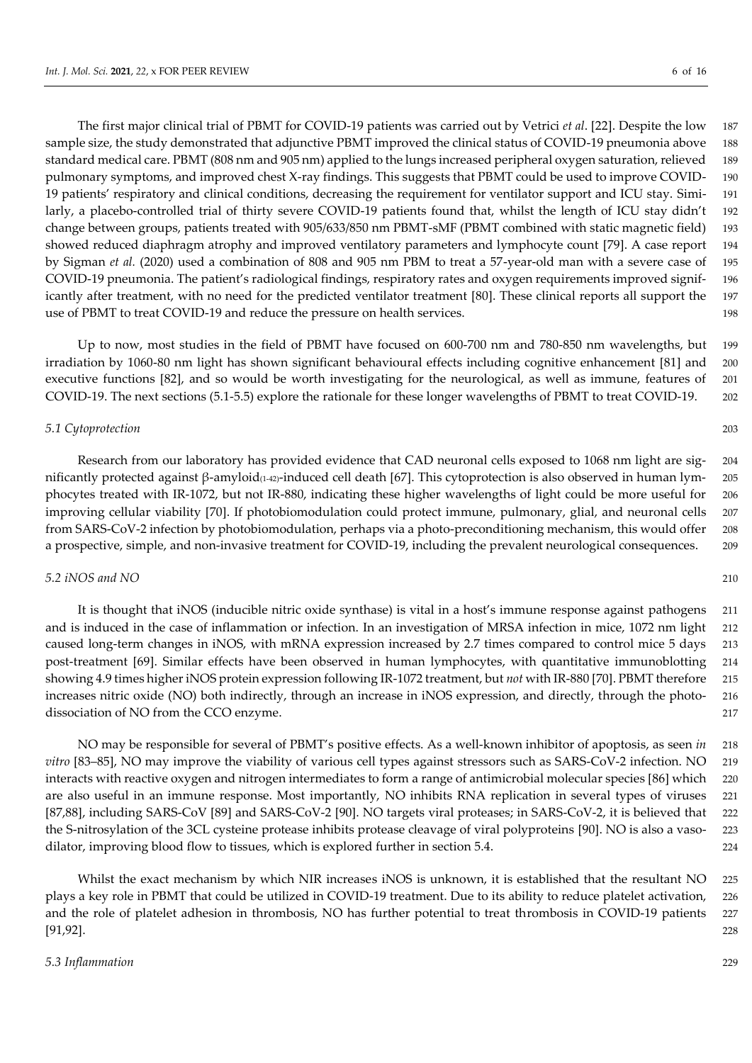The first major clinical trial of PBMT for COVID-19 patients was carried out by Vetrici *et al*. [22]. Despite the low sample size, the study demonstrated that adjunctive PBMT improved the clinical status of COVID-19 pneumonia above standard medical care. PBMT (808 nm and 905 nm) applied to the lungs increased peripheral oxygen saturation, relieved pulmonary symptoms, and improved chest X-ray findings. This suggests that PBMT could be used to improve COVID-19 patients' respiratory and clinical conditions, decreasing the requirement for ventilator support and ICU stay. Similarly, a placebo-controlled trial of thirty severe COVID-19 patients found that, whilst the length of ICU stay didn't change between groups, patients treated with 905/633/850 nm PBMT-sMF (PBMT combined with static magnetic field) showed reduced diaphragm atrophy and improved ventilatory parameters and lymphocyte count [79]. A case report by Sigman *et al.* (2020) used a combination of 808 and 905 nm PBM to treat a 57-year-old man with a severe case of COVID-19 pneumonia. The patient's radiological findings, respiratory rates and oxygen requirements improved significantly after treatment, with no need for the predicted ventilator treatment [80]. These clinical reports all support the use of PBMT to treat COVID-19 and reduce the pressure on health services.

Up to now, most studies in the field of PBMT have focused on 600-700 nm and 780-850 nm wavelengths, but irradiation by 1060-80 nm light has shown significant behavioural effects including cognitive enhancement [81] and executive functions [82], and so would be worth investigating for the neurological, as well as immune, features of COVID-19. The next sections (5.1-5.5) explore the rationale for these longer wavelengths of PBMT to treat COVID-19.

### *5.1 Cytoprotection*

Research from our laboratory has provided evidence that CAD neuronal cells exposed to 1068 nm light are significantly protected against β-amyloid$_{(1-42)}$-induced cell death [67]. This cytoprotection is also observed in human lymphocytes treated with IR-1072, but not IR-880, indicating these higher wavelengths of light could be more useful for improving cellular viability [70]. If photobiomodulation could protect immune, pulmonary, glial, and neuronal cells from SARS-CoV-2 infection by photobiomodulation, perhaps via a photo-preconditioning mechanism, this would offer a prospective, simple, and non-invasive treatment for COVID-19, including the prevalent neurological consequences.

### *5.2 iNOS and NO*

It is thought that iNOS (inducible nitric oxide synthase) is vital in a host's immune response against pathogens and is induced in the case of inflammation or infection. In an investigation of MRSA infection in mice, 1072 nm light caused long-term changes in iNOS, with mRNA expression increased by 2.7 times compared to control mice 5 days post-treatment [69]. Similar effects have been observed in human lymphocytes, with quantitative immunoblotting showing 4.9 times higher iNOS protein expression following IR-1072 treatment, but *not* with IR-880 [70]. PBMT therefore increases nitric oxide (NO) both indirectly, through an increase in iNOS expression, and directly, through the photo-dissociation of NO from the CCO enzyme.

NO may be responsible for several of PBMT's positive effects. As a well-known inhibitor of apoptosis, as seen *in vitro* [83–85], NO may improve the viability of various cell types against stressors such as SARS-CoV-2 infection. NO interacts with reactive oxygen and nitrogen intermediates to form a range of antimicrobial molecular species [86] which are also useful in an immune response. Most importantly, NO inhibits RNA replication in several types of viruses [87,88], including SARS-CoV [89] and SARS-CoV-2 [90]. NO targets viral proteases; in SARS-CoV-2, it is believed that the S-nitrosylation of the 3CL cysteine protease inhibits protease cleavage of viral polyproteins [90]. NO is also a vasodilator, improving blood flow to tissues, which is explored further in section 5.4.

Whilst the exact mechanism by which NIR increases iNOS is unknown, it is established that the resultant NO plays a key role in PBMT that could be utilized in COVID-19 treatment. Due to its ability to reduce platelet activation, and the role of platelet adhesion in thrombosis, NO has further potential to treat thrombosis in COVID-19 patients [91,92].

### *5.3 Inflammation*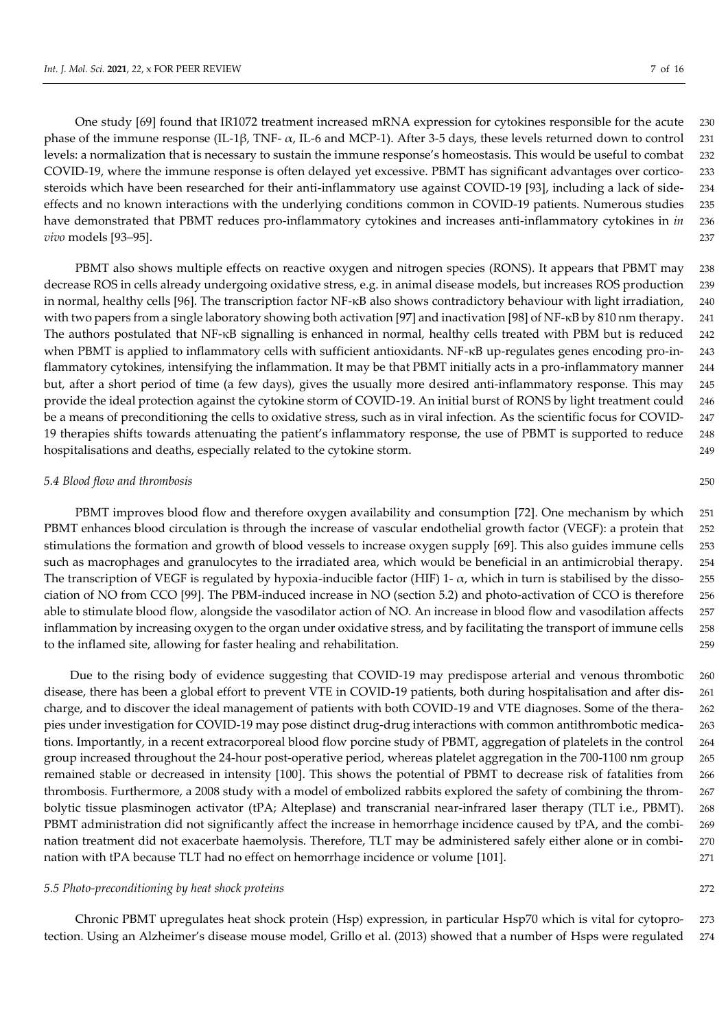One study [69] found that IR1072 treatment increased mRNA expression for cytokines responsible for the acute phase of the immune response (IL-1β, TNF- α, IL-6 and MCP-1). After 3-5 days, these levels returned down to control levels: a normalization that is necessary to sustain the immune response's homeostasis. This would be useful to combat COVID-19, where the immune response is often delayed yet excessive. PBMT has significant advantages over corticosteroids which have been researched for their anti-inflammatory use against COVID-19 [93], including a lack of side-effects and no known interactions with the underlying conditions common in COVID-19 patients. Numerous studies have demonstrated that PBMT reduces pro-inflammatory cytokines and increases anti-inflammatory cytokines in *in vivo* models [93–95].

PBMT also shows multiple effects on reactive oxygen and nitrogen species (RONS). It appears that PBMT may decrease ROS in cells already undergoing oxidative stress, e.g. in animal disease models, but increases ROS production in normal, healthy cells [96]. The transcription factor NF-κB also shows contradictory behaviour with light irradiation, with two papers from a single laboratory showing both activation [97] and inactivation [98] of NF-κB by 810 nm therapy. The authors postulated that NF-κB signalling is enhanced in normal, healthy cells treated with PBM but is reduced when PBMT is applied to inflammatory cells with sufficient antioxidants. NF-κB up-regulates genes encoding pro-inflammatory cytokines, intensifying the inflammation. It may be that PBMT initially acts in a pro-inflammatory manner but, after a short period of time (a few days), gives the usually more desired anti-inflammatory response. This may provide the ideal protection against the cytokine storm of COVID-19. An initial burst of RONS by light treatment could be a means of preconditioning the cells to oxidative stress, such as in viral infection. As the scientific focus for COVID-19 therapies shifts towards attenuating the patient's inflammatory response, the use of PBMT is supported to reduce hospitalisations and deaths, especially related to the cytokine storm.

### *5.4 Blood flow and thrombosis*

PBMT improves blood flow and therefore oxygen availability and consumption [72]. One mechanism by which PBMT enhances blood circulation is through the increase of vascular endothelial growth factor (VEGF): a protein that stimulations the formation and growth of blood vessels to increase oxygen supply [69]. This also guides immune cells such as macrophages and granulocytes to the irradiated area, which would be beneficial in an antimicrobial therapy. The transcription of VEGF is regulated by hypoxia-inducible factor (HIF) 1- α, which in turn is stabilised by the dissociation of NO from CCO [99]. The PBM-induced increase in NO (section 5.2) and photo-activation of CCO is therefore able to stimulate blood flow, alongside the vasodilator action of NO. An increase in blood flow and vasodilation affects inflammation by increasing oxygen to the organ under oxidative stress, and by facilitating the transport of immune cells to the inflamed site, allowing for faster healing and rehabilitation.

Due to the rising body of evidence suggesting that COVID-19 may predispose arterial and venous thrombotic disease, there has been a global effort to prevent VTE in COVID-19 patients, both during hospitalisation and after discharge, and to discover the ideal management of patients with both COVID-19 and VTE diagnoses. Some of the therapies under investigation for COVID-19 may pose distinct drug-drug interactions with common antithrombotic medications. Importantly, in a recent extracorporeal blood flow porcine study of PBMT, aggregation of platelets in the control group increased throughout the 24-hour post-operative period, whereas platelet aggregation in the 700-1100 nm group remained stable or decreased in intensity [100]. This shows the potential of PBMT to decrease risk of fatalities from thrombosis. Furthermore, a 2008 study with a model of embolized rabbits explored the safety of combining the thrombolytic tissue plasminogen activator (tPA; Alteplase) and transcranial near-infrared laser therapy (TLT i.e., PBMT). PBMT administration did not significantly affect the increase in hemorrhage incidence caused by tPA, and the combination treatment did not exacerbate haemolysis. Therefore, TLT may be administered safely either alone or in combination with tPA because TLT had no effect on hemorrhage incidence or volume [101].

### *5.5 Photo-preconditioning by heat shock proteins*

Chronic PBMT upregulates heat shock protein (Hsp) expression, in particular Hsp70 which is vital for cytoprotection. Using an Alzheimer's disease mouse model, Grillo et al. (2013) showed that a number of Hsps were regulated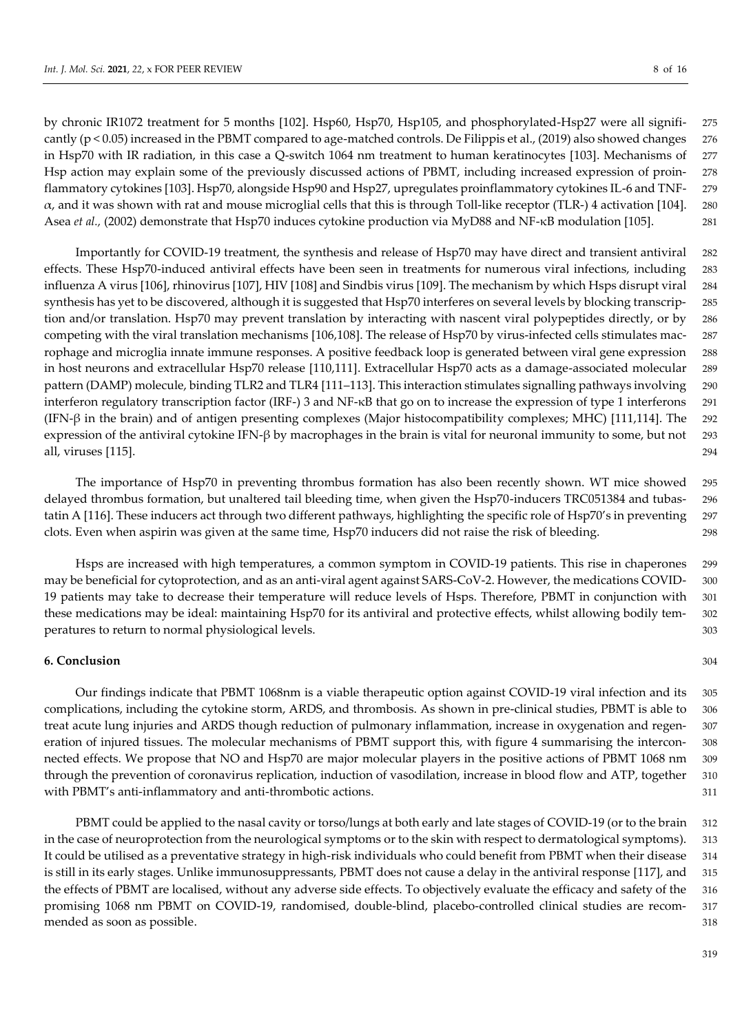by chronic IR1072 treatment for 5 months [102]. Hsp60, Hsp70, Hsp105, and phosphorylated-Hsp27 were all significantly ($p < 0.05$) increased in the PBMT compared to age-matched controls. De Filippis et al., (2019) also showed changes in Hsp70 with IR radiation, in this case a Q-switch 1064 nm treatment to human keratinocytes [103]. Mechanisms of Hsp action may explain some of the previously discussed actions of PBMT, including increased expression of proinflammatory cytokines [103]. Hsp70, alongside Hsp90 and Hsp27, upregulates proinflammatory cytokines IL-6 and TNF-$\alpha$, and it was shown with rat and mouse microglial cells that this is through Toll-like receptor (TLR-) 4 activation [104]. Asea *et al.*, (2002) demonstrate that Hsp70 induces cytokine production via MyD88 and NF-κB modulation [105].

Importantly for COVID-19 treatment, the synthesis and release of Hsp70 may have direct and transient antiviral effects. These Hsp70-induced antiviral effects have been seen in treatments for numerous viral infections, including influenza A virus [106], rhinovirus [107], HIV [108] and Sindbis virus [109]. The mechanism by which Hsps disrupt viral synthesis has yet to be discovered, although it is suggested that Hsp70 interferes on several levels by blocking transcription and/or translation. Hsp70 may prevent translation by interacting with nascent viral polypeptides directly, or by competing with the viral translation mechanisms [106,108]. The release of Hsp70 by virus-infected cells stimulates macrophage and microglia innate immune responses. A positive feedback loop is generated between viral gene expression in host neurons and extracellular Hsp70 release [110,111]. Extracellular Hsp70 acts as a damage-associated molecular pattern (DAMP) molecule, binding TLR2 and TLR4 [111–113]. This interaction stimulates signalling pathways involving interferon regulatory transcription factor (IRF-) 3 and NF-κB that go on to increase the expression of type 1 interferons (IFN-β in the brain) and of antigen presenting complexes (Major histocompatibility complexes; MHC) [111,114]. The expression of the antiviral cytokine IFN-β by macrophages in the brain is vital for neuronal immunity to some, but not all, viruses [115].

The importance of Hsp70 in preventing thrombus formation has also been recently shown. WT mice showed delayed thrombus formation, but unaltered tail bleeding time, when given the Hsp70-inducers TRC051384 and tubastatin A [116]. These inducers act through two different pathways, highlighting the specific role of Hsp70's in preventing clots. Even when aspirin was given at the same time, Hsp70 inducers did not raise the risk of bleeding.

Hsps are increased with high temperatures, a common symptom in COVID-19 patients. This rise in chaperones may be beneficial for cytoprotection, and as an anti-viral agent against SARS-CoV-2. However, the medications COVID-19 patients may take to decrease their temperature will reduce levels of Hsps. Therefore, PBMT in conjunction with these medications may be ideal: maintaining Hsp70 for its antiviral and protective effects, whilst allowing bodily temperatures to return to normal physiological levels.

## 6. Conclusion

Our findings indicate that PBMT 1068nm is a viable therapeutic option against COVID-19 viral infection and its complications, including the cytokine storm, ARDS, and thrombosis. As shown in pre-clinical studies, PBMT is able to treat acute lung injuries and ARDS though reduction of pulmonary inflammation, increase in oxygenation and regeneration of injured tissues. The molecular mechanisms of PBMT support this, with figure 4 summarising the interconnected effects. We propose that NO and Hsp70 are major molecular players in the positive actions of PBMT 1068 nm through the prevention of coronavirus replication, induction of vasodilation, increase in blood flow and ATP, together with PBMT's anti-inflammatory and anti-thrombotic actions.

PBMT could be applied to the nasal cavity or torso/lungs at both early and late stages of COVID-19 (or to the brain in the case of neuroprotection from the neurological symptoms or to the skin with respect to dermatological symptoms). It could be utilised as a preventative strategy in high-risk individuals who could benefit from PBMT when their disease is still in its early stages. Unlike immunosuppressants, PBMT does not cause a delay in the antiviral response [117], and the effects of PBMT are localised, without any adverse side effects. To objectively evaluate the efficacy and safety of the promising 1068 nm PBMT on COVID-19, randomised, double-blind, placebo-controlled clinical studies are recommended as soon as possible.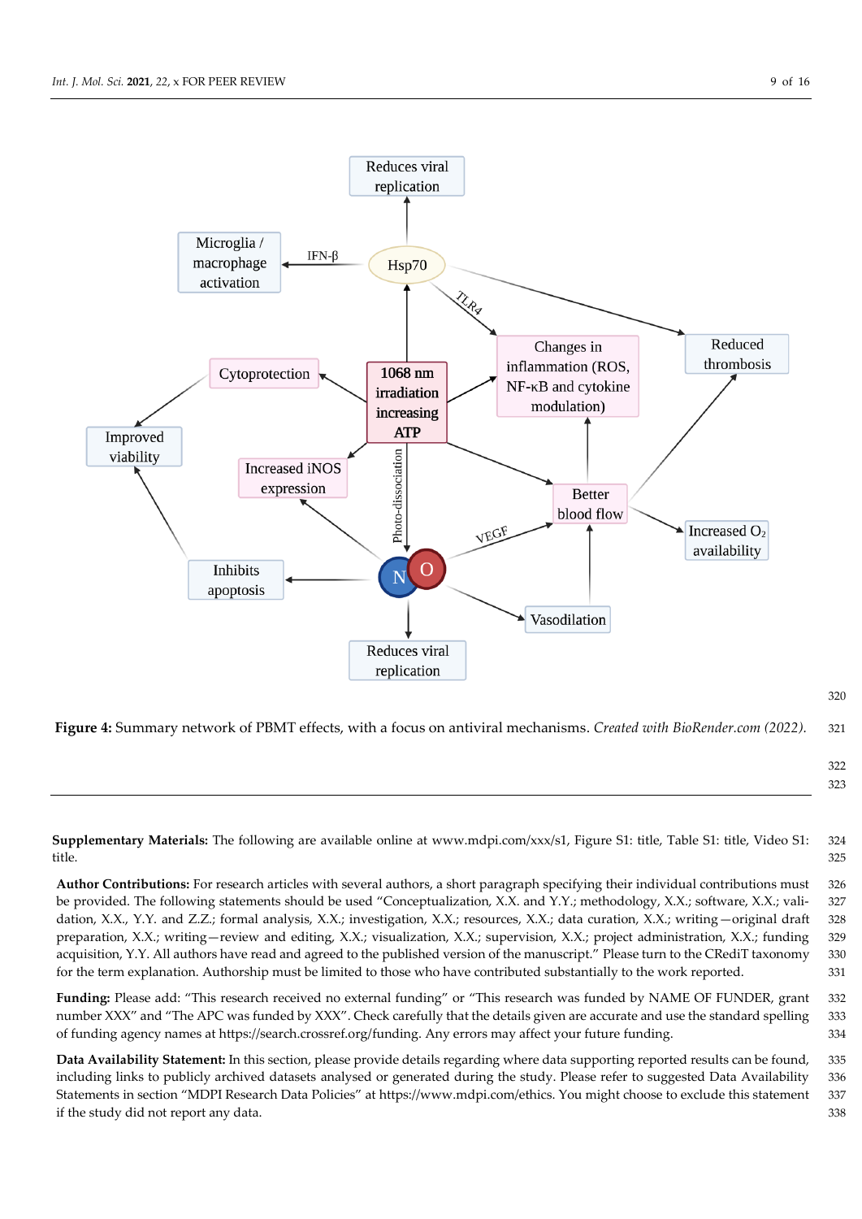**Figure 4:** Summary network of PBMT effects, with a focus on antiviral mechanisms. *Created with BioRender.com (2022).*

**Supplementary Materials:** The following are available online at www.mdpi.com/xxx/s1, Figure S1: title, Table S1: title, Video S1: title.

**Author Contributions:** For research articles with several authors, a short paragraph specifying their individual contributions must be provided. The following statements should be used "Conceptualization, X.X. and Y.Y.; methodology, X.X.; software, X.X.; validation, X.X., Y.Y. and Z.Z.; formal analysis, X.X.; investigation, X.X.; resources, X.X.; data curation, X.X.; writing—original draft preparation, X.X.; writing—review and editing, X.X.; visualization, X.X.; supervision, X.X.; project administration, X.X.; funding acquisition, Y.Y. All authors have read and agreed to the published version of the manuscript." Please turn to the CRediT taxonomy for the term explanation. Authorship must be limited to those who have contributed substantially to the work reported.

**Funding:** Please add: "This research received no external funding" or "This research was funded by NAME OF FUNDER, grant number XXX" and "The APC was funded by XXX". Check carefully that the details given are accurate and use the standard spelling of funding agency names at https://search.crossref.org/funding. Any errors may affect your future funding.

**Data Availability Statement:** In this section, please provide details regarding where data supporting reported results can be found, including links to publicly archived datasets analysed or generated during the study. Please refer to suggested Data Availability Statements in section "MDPI Research Data Policies" at https://www.mdpi.com/ethics. You might choose to exclude this statement if the study did not report any data.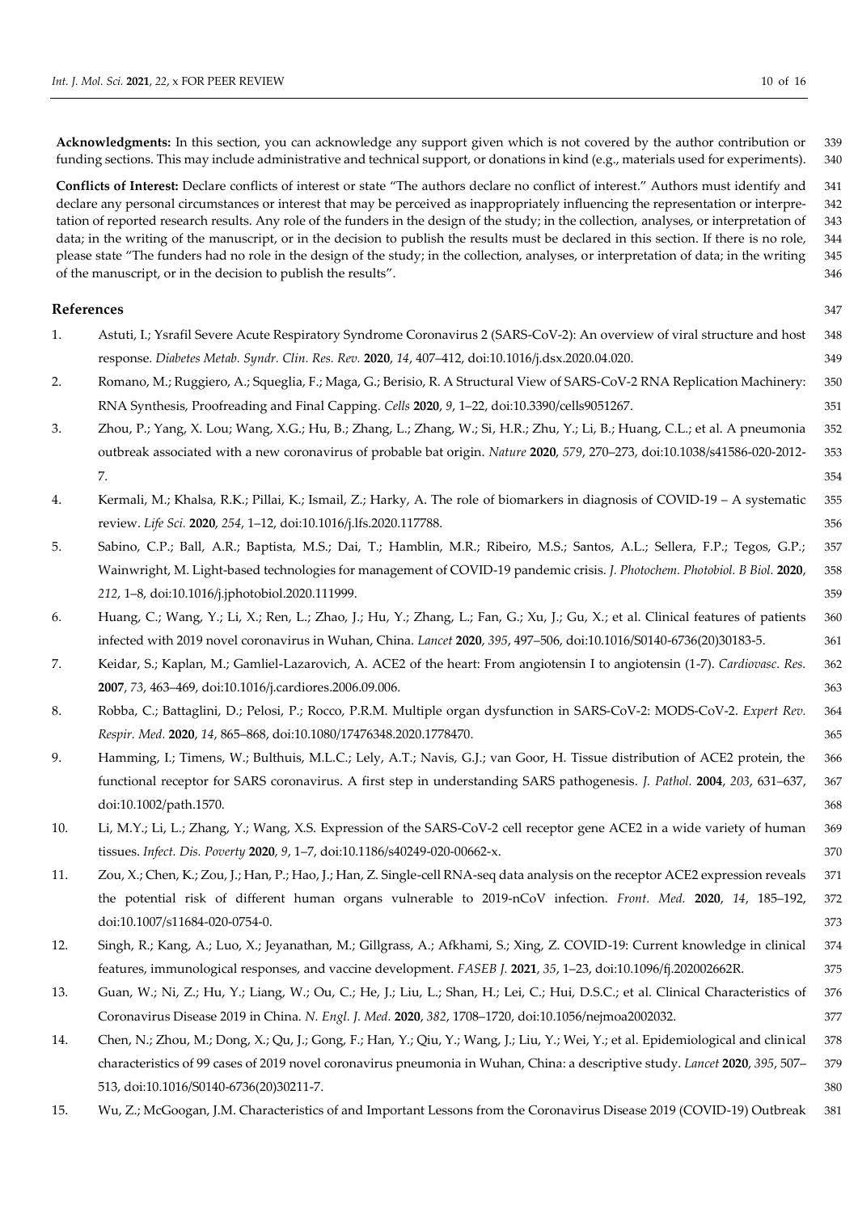**Acknowledgments:** In this section, you can acknowledge any support given which is not covered by the author contribution or funding sections. This may include administrative and technical support, or donations in kind (e.g., materials used for experiments).

**Conflicts of Interest:** Declare conflicts of interest or state "The authors declare no conflict of interest." Authors must identify and declare any personal circumstances or interest that may be perceived as inappropriately influencing the representation or interpretation of reported research results. Any role of the funders in the design of the study; in the collection, analyses, or interpretation of data; in the writing of the manuscript, or in the decision to publish the results must be declared in this section. If there is no role, please state "The funders had no role in the design of the study; in the collection, analyses, or interpretation of data; in the writing of the manuscript, or in the decision to publish the results".

## References

1. Astuti, I.; Ysrafil Severe Acute Respiratory Syndrome Coronavirus 2 (SARS-CoV-2): An overview of viral structure and host response. *Diabetes Metab. Syndr. Clin. Res. Rev.* **2020**, *14*, 407–412, doi:10.1016/j.dsx.2020.04.020.
2. Romano, M.; Ruggiero, A.; Squeglia, F.; Maga, G.; Berisio, R. A Structural View of SARS-CoV-2 RNA Replication Machinery: RNA Synthesis, Proofreading and Final Capping. *Cells* **2020**, *9*, 1–22, doi:10.3390/cells9051267.
3. Zhou, P.; Yang, X. Lou; Wang, X.G.; Hu, B.; Zhang, L.; Zhang, W.; Si, H.R.; Zhu, Y.; Li, B.; Huang, C.L.; et al. A pneumonia outbreak associated with a new coronavirus of probable bat origin. *Nature* **2020**, *579*, 270–273, doi:10.1038/s41586-020-2012-7.
4. Kermali, M.; Khalsa, R.K.; Pillai, K.; Ismail, Z.; Harky, A. The role of biomarkers in diagnosis of COVID-19 – A systematic review. *Life Sci.* **2020**, *254*, 1–12, doi:10.1016/j.lfs.2020.117788.
5. Sabino, C.P.; Ball, A.R.; Baptista, M.S.; Dai, T.; Hamblin, M.R.; Ribeiro, M.S.; Santos, A.L.; Sellera, F.P.; Tegos, G.P.; Wainwright, M. Light-based technologies for management of COVID-19 pandemic crisis. *J. Photochem. Photobiol. B Biol.* **2020**, *212*, 1–8, doi:10.1016/j.jphotobiol.2020.111999.
6. Huang, C.; Wang, Y.; Li, X.; Ren, L.; Zhao, J.; Hu, Y.; Zhang, L.; Fan, G.; Xu, J.; Gu, X.; et al. Clinical features of patients infected with 2019 novel coronavirus in Wuhan, China. *Lancet* **2020**, *395*, 497–506, doi:10.1016/S0140-6736(20)30183-5.
7. Keidar, S.; Kaplan, M.; Gamliel-Lazarovich, A. ACE2 of the heart: From angiotensin I to angiotensin (1-7). *Cardiovasc. Res.* **2007**, *73*, 463–469, doi:10.1016/j.cardiores.2006.09.006.
8. Robba, C.; Battaglini, D.; Pelosi, P.; Rocco, P.R.M. Multiple organ dysfunction in SARS-CoV-2: MODS-CoV-2. *Expert Rev. Respir. Med.* **2020**, *14*, 865–868, doi:10.1080/17476348.2020.1778470.
9. Hamming, I.; Timens, W.; Bulthuis, M.L.C.; Lely, A.T.; Navis, G.J.; van Goor, H. Tissue distribution of ACE2 protein, the functional receptor for SARS coronavirus. A first step in understanding SARS pathogenesis. *J. Pathol.* **2004**, *203*, 631–637, doi:10.1002/path.1570.
10. Li, M.Y.; Li, L.; Zhang, Y.; Wang, X.S. Expression of the SARS-CoV-2 cell receptor gene ACE2 in a wide variety of human tissues. *Infect. Dis. Poverty* **2020**, *9*, 1–7, doi:10.1186/s40249-020-00662-x.
11. Zou, X.; Chen, K.; Zou, J.; Han, P.; Hao, J.; Han, Z. Single-cell RNA-seq data analysis on the receptor ACE2 expression reveals the potential risk of different human organs vulnerable to 2019-nCoV infection. *Front. Med.* **2020**, *14*, 185–192, doi:10.1007/s11684-020-0754-0.
12. Singh, R.; Kang, A.; Luo, X.; Jeyanathan, M.; Gillgrass, A.; Afkhami, S.; Xing, Z. COVID-19: Current knowledge in clinical features, immunological responses, and vaccine development. *FASEB J.* **2021**, *35*, 1–23, doi:10.1096/fj.202002662R.
13. Guan, W.; Ni, Z.; Hu, Y.; Liang, W.; Ou, C.; He, J.; Liu, L.; Shan, H.; Lei, C.; Hui, D.S.C.; et al. Clinical Characteristics of Coronavirus Disease 2019 in China. *N. Engl. J. Med.* **2020**, *382*, 1708–1720, doi:10.1056/nejmoa2002032.
14. Chen, N.; Zhou, M.; Dong, X.; Qu, J.; Gong, F.; Han, Y.; Qiu, Y.; Wang, J.; Liu, Y.; Wei, Y.; et al. Epidemiological and clinical characteristics of 99 cases of 2019 novel coronavirus pneumonia in Wuhan, China: a descriptive study. *Lancet* **2020**, *395*, 507–513, doi:10.1016/S0140-6736(20)30211-7.
15. Wu, Z.; McGoogan, J.M. Characteristics of and Important Lessons from the Coronavirus Disease 2019 (COVID-19) Outbreak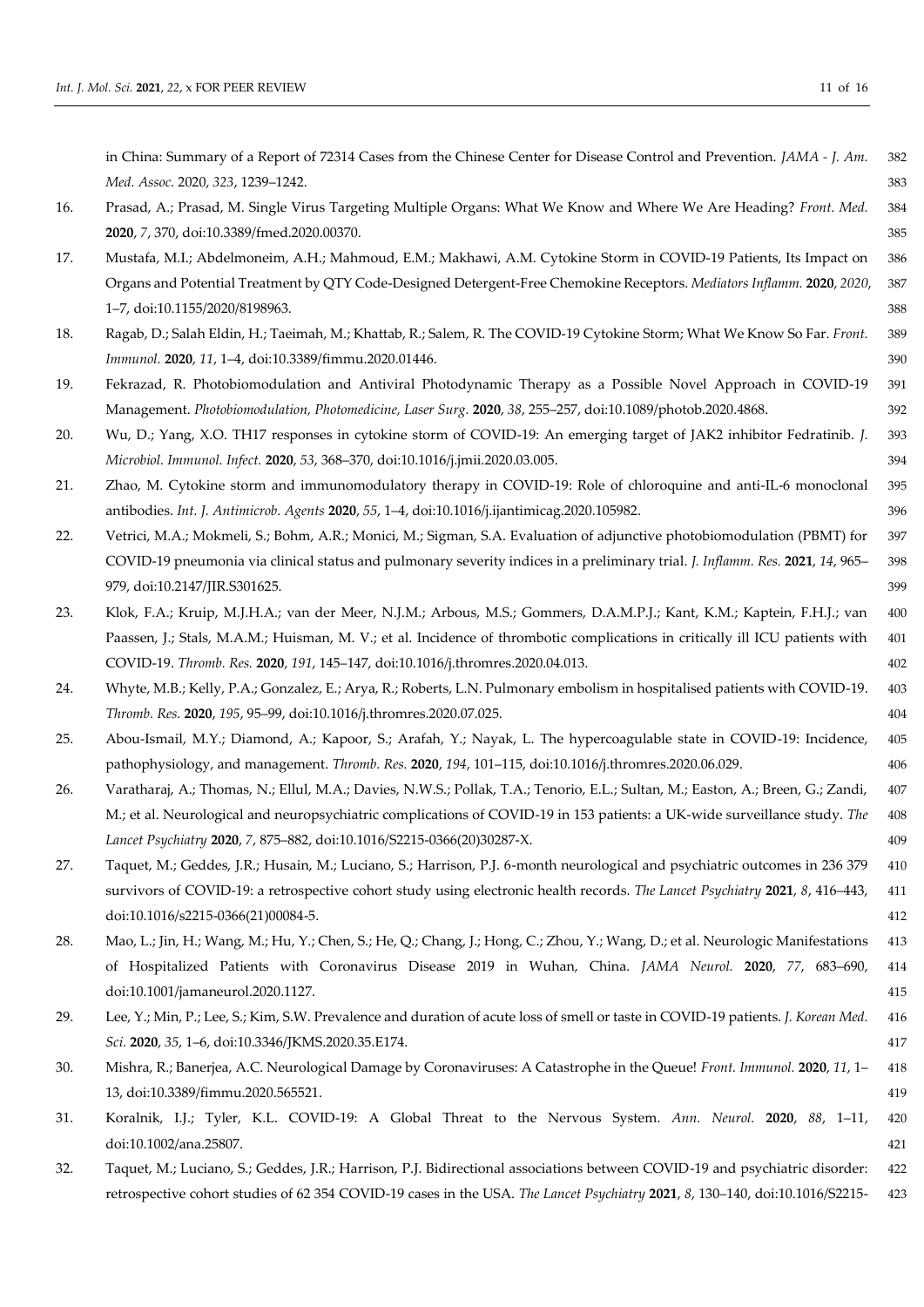in China: Summary of a Report of 72314 Cases from the Chinese Center for Disease Control and Prevention. *JAMA - J. Am. Med. Assoc.* 2020, *323*, 1239–1242.

16. Prasad, A.; Prasad, M. Single Virus Targeting Multiple Organs: What We Know and Where We Are Heading? *Front. Med.* **2020**, *7*, 370, doi:10.3389/fmed.2020.00370.
17. Mustafa, M.I.; Abdelmoneim, A.H.; Mahmoud, E.M.; Makhawi, A.M. Cytokine Storm in COVID-19 Patients, Its Impact on Organs and Potential Treatment by QTY Code-Designed Detergent-Free Chemokine Receptors. *Mediators Inflamm.* **2020**, *2020*, 1–7, doi:10.1155/2020/8198963.
18. Ragab, D.; Salah Eldin, H.; Taeimah, M.; Khattab, R.; Salem, R. The COVID-19 Cytokine Storm; What We Know So Far. *Front. Immunol.* **2020**, *11*, 1–4, doi:10.3389/fimmu.2020.01446.
19. Fekrazad, R. Photobiomodulation and Antiviral Photodynamic Therapy as a Possible Novel Approach in COVID-19 Management. *Photobiomodulation, Photomedicine, Laser Surg.* **2020**, *38*, 255–257, doi:10.1089/photob.2020.4868.
20. Wu, D.; Yang, X.O. TH17 responses in cytokine storm of COVID-19: An emerging target of JAK2 inhibitor Fedratinib. *J. Microbiol. Immunol. Infect.* **2020**, *53*, 368–370, doi:10.1016/j.jmii.2020.03.005.
21. Zhao, M. Cytokine storm and immunomodulatory therapy in COVID-19: Role of chloroquine and anti-IL-6 monoclonal antibodies. *Int. J. Antimicrob. Agents* **2020**, *55*, 1–4, doi:10.1016/j.ijantimicag.2020.105982.
22. Vetrici, M.A.; Mokmeli, S.; Bohm, A.R.; Monici, M.; Sigman, S.A. Evaluation of adjunctive photobiomodulation (PBMT) for COVID-19 pneumonia via clinical status and pulmonary severity indices in a preliminary trial. *J. Inflamm. Res.* **2021**, *14*, 965–979, doi:10.2147/JIR.S301625.
23. Klok, F.A.; Kruip, M.J.H.A.; van der Meer, N.J.M.; Arbous, M.S.; Gommers, D.A.M.P.J.; Kant, K.M.; Kaptein, F.H.J.; van Paassen, J.; Stals, M.A.M.; Huisman, M. V.; et al. Incidence of thrombotic complications in critically ill ICU patients with COVID-19. *Thromb. Res.* **2020**, *191*, 145–147, doi:10.1016/j.thromres.2020.04.013.
24. Whyte, M.B.; Kelly, P.A.; Gonzalez, E.; Arya, R.; Roberts, L.N. Pulmonary embolism in hospitalised patients with COVID-19. *Thromb. Res.* **2020**, *195*, 95–99, doi:10.1016/j.thromres.2020.07.025.
25. Abou-Ismail, M.Y.; Diamond, A.; Kapoor, S.; Arafah, Y.; Nayak, L. The hypercoagulable state in COVID-19: Incidence, pathophysiology, and management. *Thromb. Res.* **2020**, *194*, 101–115, doi:10.1016/j.thromres.2020.06.029.
26. Varatharaj, A.; Thomas, N.; Ellul, M.A.; Davies, N.W.S.; Pollak, T.A.; Tenorio, E.L.; Sultan, M.; Easton, A.; Breen, G.; Zandi, M.; et al. Neurological and neuropsychiatric complications of COVID-19 in 153 patients: a UK-wide surveillance study. *The Lancet Psychiatry* **2020**, *7*, 875–882, doi:10.1016/S2215-0366(20)30287-X.
27. Taquet, M.; Geddes, J.R.; Husain, M.; Luciano, S.; Harrison, P.J. 6-month neurological and psychiatric outcomes in 236 379 survivors of COVID-19: a retrospective cohort study using electronic health records. *The Lancet Psychiatry* **2021**, *8*, 416–443, doi:10.1016/s2215-0366(21)00084-5.
28. Mao, L.; Jin, H.; Wang, M.; Hu, Y.; Chen, S.; He, Q.; Chang, J.; Hong, C.; Zhou, Y.; Wang, D.; et al. Neurologic Manifestations of Hospitalized Patients with Coronavirus Disease 2019 in Wuhan, China. *JAMA Neurol.* **2020**, *77*, 683–690, doi:10.1001/jamaneurol.2020.1127.
29. Lee, Y.; Min, P.; Lee, S.; Kim, S.W. Prevalence and duration of acute loss of smell or taste in COVID-19 patients. *J. Korean Med. Sci.* **2020**, *35*, 1–6, doi:10.3346/JKMS.2020.35.E174.
30. Mishra, R.; Banerjea, A.C. Neurological Damage by Coronaviruses: A Catastrophe in the Queue! *Front. Immunol.* **2020**, *11*, 1–13, doi:10.3389/fimmu.2020.565521.
31. Koralnik, I.J.; Tyler, K.L. COVID-19: A Global Threat to the Nervous System. *Ann. Neurol.* **2020**, *88*, 1–11, doi:10.1002/ana.25807.
32. Taquet, M.; Luciano, S.; Geddes, J.R.; Harrison, P.J. Bidirectional associations between COVID-19 and psychiatric disorder: retrospective cohort studies of 62 354 COVID-19 cases in the USA. *The Lancet Psychiatry* **2021**, *8*, 130–140, doi:10.1016/S2215-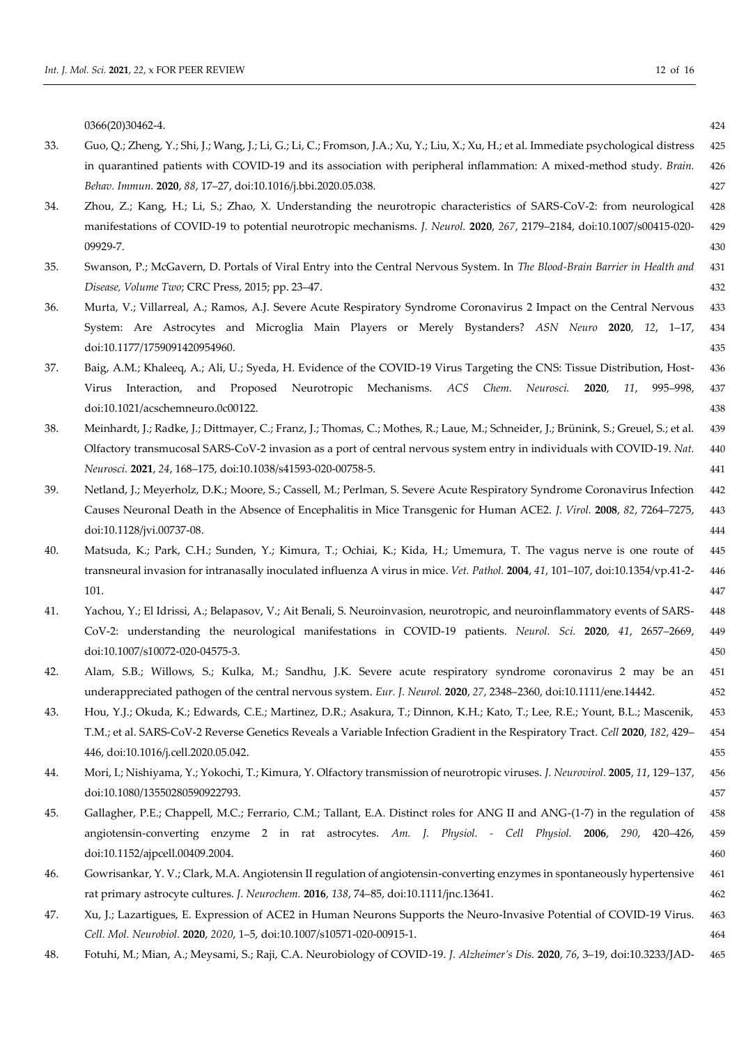0366(20)30462-4.

33. Guo, Q.; Zheng, Y.; Shi, J.; Wang, J.; Li, G.; Li, C.; Fromson, J.A.; Xu, Y.; Liu, X.; Xu, H.; et al. Immediate psychological distress in quarantined patients with COVID-19 and its association with peripheral inflammation: A mixed-method study. *Brain. Behav. Immun.* **2020**, *88*, 17–27, doi:10.1016/j.bbi.2020.05.038.
34. Zhou, Z.; Kang, H.; Li, S.; Zhao, X. Understanding the neurotropic characteristics of SARS-CoV-2: from neurological manifestations of COVID-19 to potential neurotropic mechanisms. *J. Neurol.* **2020**, *267*, 2179–2184, doi:10.1007/s00415-020-09929-7.
35. Swanson, P.; McGavern, D. Portals of Viral Entry into the Central Nervous System. In *The Blood-Brain Barrier in Health and Disease, Volume Two*; CRC Press, 2015; pp. 23–47.
36. Murta, V.; Villarreal, A.; Ramos, A.J. Severe Acute Respiratory Syndrome Coronavirus 2 Impact on the Central Nervous System: Are Astrocytes and Microglia Main Players or Merely Bystanders? *ASN Neuro* **2020**, *12*, 1–17, doi:10.1177/1759091420954960.
37. Baig, A.M.; Khaleeq, A.; Ali, U.; Syeda, H. Evidence of the COVID-19 Virus Targeting the CNS: Tissue Distribution, Host-Virus Interaction, and Proposed Neurotropic Mechanisms. *ACS Chem. Neurosci.* **2020**, *11*, 995–998, doi:10.1021/acschemneuro.0c00122.
38. Meinhardt, J.; Radke, J.; Dittmayer, C.; Franz, J.; Thomas, C.; Mothes, R.; Laue, M.; Schneider, J.; Brünink, S.; Greuel, S.; et al. Olfactory transmucosal SARS-CoV-2 invasion as a port of central nervous system entry in individuals with COVID-19. *Nat. Neurosci.* **2021**, *24*, 168–175, doi:10.1038/s41593-020-00758-5.
39. Netland, J.; Meyerholz, D.K.; Moore, S.; Cassell, M.; Perlman, S. Severe Acute Respiratory Syndrome Coronavirus Infection Causes Neuronal Death in the Absence of Encephalitis in Mice Transgenic for Human ACE2. *J. Virol.* **2008**, *82*, 7264–7275, doi:10.1128/jvi.00737-08.
40. Matsuda, K.; Park, C.H.; Sunden, Y.; Kimura, T.; Ochiai, K.; Kida, H.; Umemura, T. The vagus nerve is one route of transneural invasion for intranasally inoculated influenza A virus in mice. *Vet. Pathol.* **2004**, *41*, 101–107, doi:10.1354/vp.41-2-101.
41. Yachou, Y.; El Idrissi, A.; Belapasov, V.; Ait Benali, S. Neuroinvasion, neurotropic, and neuroinflammatory events of SARS-CoV-2: understanding the neurological manifestations in COVID-19 patients. *Neurol. Sci.* **2020**, *41*, 2657–2669, doi:10.1007/s10072-020-04575-3.
42. Alam, S.B.; Willows, S.; Kulka, M.; Sandhu, J.K. Severe acute respiratory syndrome coronavirus 2 may be an underappreciated pathogen of the central nervous system. *Eur. J. Neurol.* **2020**, *27*, 2348–2360, doi:10.1111/ene.14442.
43. Hou, Y.J.; Okuda, K.; Edwards, C.E.; Martinez, D.R.; Asakura, T.; Dinnon, K.H.; Kato, T.; Lee, R.E.; Yount, B.L.; Mascenik, T.M.; et al. SARS-CoV-2 Reverse Genetics Reveals a Variable Infection Gradient in the Respiratory Tract. *Cell* **2020**, *182*, 429–446, doi:10.1016/j.cell.2020.05.042.
44. Mori, I.; Nishiyama, Y.; Yokochi, T.; Kimura, Y. Olfactory transmission of neurotropic viruses. *J. Neurovirol.* **2005**, *11*, 129–137, doi:10.1080/13550280590922793.
45. Gallagher, P.E.; Chappell, M.C.; Ferrario, C.M.; Tallant, E.A. Distinct roles for ANG II and ANG-(1-7) in the regulation of angiotensin-converting enzyme 2 in rat astrocytes. *Am. J. Physiol. - Cell Physiol.* **2006**, *290*, 420–426, doi:10.1152/ajpcell.00409.2004.
46. Gowrisankar, Y. V.; Clark, M.A. Angiotensin II regulation of angiotensin-converting enzymes in spontaneously hypertensive rat primary astrocyte cultures. *J. Neurochem.* **2016**, *138*, 74–85, doi:10.1111/jnc.13641.
47. Xu, J.; Lazartigues, E. Expression of ACE2 in Human Neurons Supports the Neuro-Invasive Potential of COVID-19 Virus. *Cell. Mol. Neurobiol.* **2020**, *2020*, 1–5, doi:10.1007/s10571-020-00915-1.
48. Fotuhi, M.; Mian, A.; Meysami, S.; Raji, C.A. Neurobiology of COVID-19. *J. Alzheimer's Dis.* **2020**, *76*, 3–19, doi:10.3233/JAD-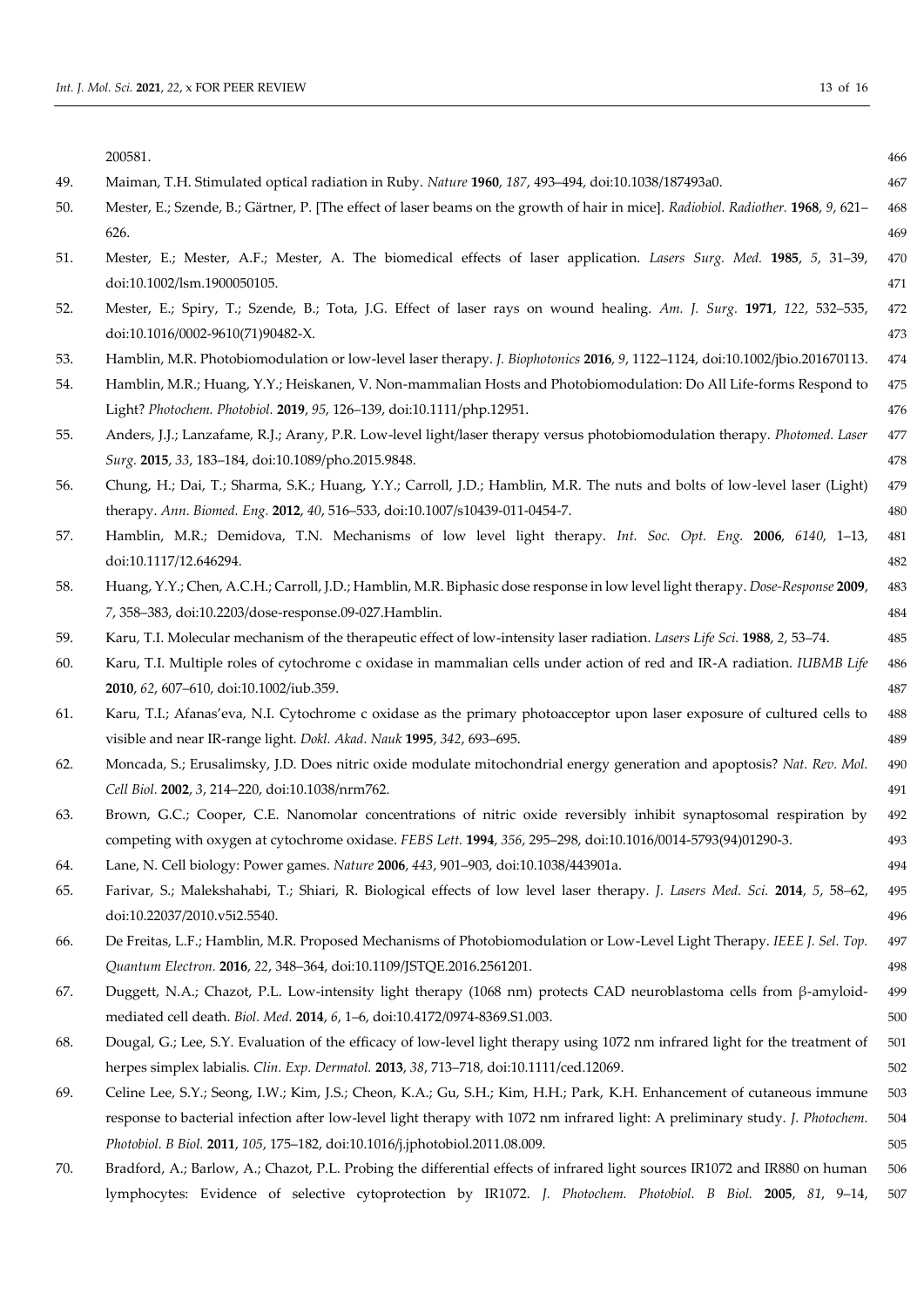200581.

49. Maiman, T.H. Stimulated optical radiation in Ruby. *Nature* **1960**, *187*, 493–494, doi:10.1038/187493a0.
50. Mester, E.; Szende, B.; Gärtner, P. [The effect of laser beams on the growth of hair in mice]. *Radiobiol. Radiother.* **1968**, *9*, 621–626.
51. Mester, E.; Mester, A.F.; Mester, A. The biomedical effects of laser application. *Lasers Surg. Med.* **1985**, *5*, 31–39, doi:10.1002/lsm.1900050105.
52. Mester, E.; Spiry, T.; Szende, B.; Tota, J.G. Effect of laser rays on wound healing. *Am. J. Surg.* **1971**, *122*, 532–535, doi:10.1016/0002-9610(71)90482-X.
53. Hamblin, M.R. Photobiomodulation or low-level laser therapy. *J. Biophotonics* **2016**, *9*, 1122–1124, doi:10.1002/jbio.201670113.
54. Hamblin, M.R.; Huang, Y.Y.; Heiskanen, V. Non-mammalian Hosts and Photobiomodulation: Do All Life-forms Respond to Light? *Photochem. Photobiol.* **2019**, *95*, 126–139, doi:10.1111/php.12951.
55. Anders, J.J.; Lanzafame, R.J.; Arany, P.R. Low-level light/laser therapy versus photobiomodulation therapy. *Photomed. Laser Surg.* **2015**, *33*, 183–184, doi:10.1089/pho.2015.9848.
56. Chung, H.; Dai, T.; Sharma, S.K.; Huang, Y.Y.; Carroll, J.D.; Hamblin, M.R. The nuts and bolts of low-level laser (Light) therapy. *Ann. Biomed. Eng.* **2012**, *40*, 516–533, doi:10.1007/s10439-011-0454-7.
57. Hamblin, M.R.; Demidova, T.N. Mechanisms of low level light therapy. *Int. Soc. Opt. Eng.* **2006**, *6140*, 1–13, doi:10.1117/12.646294.
58. Huang, Y.Y.; Chen, A.C.H.; Carroll, J.D.; Hamblin, M.R. Biphasic dose response in low level light therapy. *Dose-Response* **2009**, *7*, 358–383, doi:10.2203/dose-response.09-027.Hamblin.
59. Karu, T.I. Molecular mechanism of the therapeutic effect of low-intensity laser radiation. *Lasers Life Sci.* **1988**, *2*, 53–74.
60. Karu, T.I. Multiple roles of cytochrome c oxidase in mammalian cells under action of red and IR-A radiation. *IUBMB Life* **2010**, *62*, 607–610, doi:10.1002/iub.359.
61. Karu, T.I.; Afanas'eva, N.I. Cytochrome c oxidase as the primary photoacceptor upon laser exposure of cultured cells to visible and near IR-range light. *Dokl. Akad. Nauk* **1995**, *342*, 693–695.
62. Moncada, S.; Erusalimsky, J.D. Does nitric oxide modulate mitochondrial energy generation and apoptosis? *Nat. Rev. Mol. Cell Biol.* **2002**, *3*, 214–220, doi:10.1038/nrm762.
63. Brown, G.C.; Cooper, C.E. Nanomolar concentrations of nitric oxide reversibly inhibit synaptosomal respiration by competing with oxygen at cytochrome oxidase. *FEBS Lett.* **1994**, *356*, 295–298, doi:10.1016/0014-5793(94)01290-3.
64. Lane, N. Cell biology: Power games. *Nature* **2006**, *443*, 901–903, doi:10.1038/443901a.
65. Farivar, S.; Malekshahabi, T.; Shiari, R. Biological effects of low level laser therapy. *J. Lasers Med. Sci.* **2014**, *5*, 58–62, doi:10.22037/2010.v5i2.5540.
66. De Freitas, L.F.; Hamblin, M.R. Proposed Mechanisms of Photobiomodulation or Low-Level Light Therapy. *IEEE J. Sel. Top. Quantum Electron.* **2016**, *22*, 348–364, doi:10.1109/JSTQE.2016.2561201.
67. Duggett, N.A.; Chazot, P.L. Low-intensity light therapy (1068 nm) protects CAD neuroblastoma cells from β-amyloid-mediated cell death. *Biol. Med.* **2014**, *6*, 1–6, doi:10.4172/0974-8369.S1.003.
68. Dougal, G.; Lee, S.Y. Evaluation of the efficacy of low-level light therapy using 1072 nm infrared light for the treatment of herpes simplex labialis. *Clin. Exp. Dermatol.* **2013**, *38*, 713–718, doi:10.1111/ced.12069.
69. Celine Lee, S.Y.; Seong, I.W.; Kim, J.S.; Cheon, K.A.; Gu, S.H.; Kim, H.H.; Park, K.H. Enhancement of cutaneous immune response to bacterial infection after low-level light therapy with 1072 nm infrared light: A preliminary study. *J. Photochem. Photobiol. B Biol.* **2011**, *105*, 175–182, doi:10.1016/j.jphotobiol.2011.08.009.
70. Bradford, A.; Barlow, A.; Chazot, P.L. Probing the differential effects of infrared light sources IR1072 and IR880 on human lymphocytes: Evidence of selective cytoprotection by IR1072. *J. Photochem. Photobiol. B Biol.* **2005**, *81*, 9–14,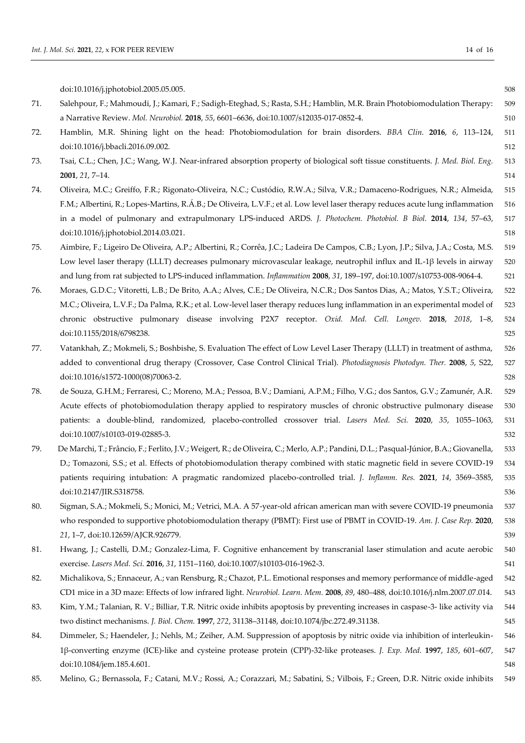doi:10.1016/j.jphotobiol.2005.05.005.

71. Salehpour, F.; Mahmoudi, J.; Kamari, F.; Sadigh-Eteghad, S.; Rasta, S.H.; Hamblin, M.R. Brain Photobiomodulation Therapy: a Narrative Review. *Mol. Neurobiol.* **2018**, *55*, 6601–6636, doi:10.1007/s12035-017-0852-4.
72. Hamblin, M.R. Shining light on the head: Photobiomodulation for brain disorders. *BBA Clin.* **2016**, *6*, 113–124, doi:10.1016/j.bbacli.2016.09.002.
73. Tsai, C.L.; Chen, J.C.; Wang, W.J. Near-infrared absorption property of biological soft tissue constituents. *J. Med. Biol. Eng.* **2001**, *21*, 7–14.
74. Oliveira, M.C.; Greiffo, F.R.; Rigonato-Oliveira, N.C.; Custódio, R.W.A.; Silva, V.R.; Damaceno-Rodrigues, N.R.; Almeida, F.M.; Albertini, R.; Lopes-Martins, R.Á.B.; De Oliveira, L.V.F.; et al. Low level laser therapy reduces acute lung inflammation in a model of pulmonary and extrapulmonary LPS-induced ARDS. *J. Photochem. Photobiol. B Biol.* **2014**, *134*, 57–63, doi:10.1016/j.jphotobiol.2014.03.021.
75. Aimbire, F.; Ligeiro De Oliveira, A.P.; Albertini, R.; Corrêa, J.C.; Ladeira De Campos, C.B.; Lyon, J.P.; Silva, J.A.; Costa, M.S. Low level laser therapy (LLLT) decreases pulmonary microvascular leakage, neutrophil influx and IL-1β levels in airway and lung from rat subjected to LPS-induced inflammation. *Inflammation* **2008**, *31*, 189–197, doi:10.1007/s10753-008-9064-4.
76. Moraes, G.D.C.; Vitoretti, L.B.; De Brito, A.A.; Alves, C.E.; De Oliveira, N.C.R.; Dos Santos Dias, A.; Matos, Y.S.T.; Oliveira, M.C.; Oliveira, L.V.F.; Da Palma, R.K.; et al. Low-level laser therapy reduces lung inflammation in an experimental model of chronic obstructive pulmonary disease involving P2X7 receptor. *Oxid. Med. Cell. Longev.* **2018**, *2018*, 1–8, doi:10.1155/2018/6798238.
77. Vatankhah, Z.; Mokmeli, S.; Boshbishe, S. Evaluation The effect of Low Level Laser Therapy (LLLT) in treatment of asthma, added to conventional drug therapy (Crossover, Case Control Clinical Trial). *Photodiagnosis Photodyn. Ther.* **2008**, *5*, S22, doi:10.1016/s1572-1000(08)70063-2.
78. de Souza, G.H.M.; Ferraresi, C.; Moreno, M.A.; Pessoa, B.V.; Damiani, A.P.M.; Filho, V.G.; dos Santos, G.V.; Zamunér, A.R. Acute effects of photobiomodulation therapy applied to respiratory muscles of chronic obstructive pulmonary disease patients: a double-blind, randomized, placebo-controlled crossover trial. *Lasers Med. Sci.* **2020**, *35*, 1055–1063, doi:10.1007/s10103-019-02885-3.
79. De Marchi, T.; Frâncio, F.; Ferlito, J.V.; Weigert, R.; de Oliveira, C.; Merlo, A.P.; Pandini, D.L.; Pasqual-Júnior, B.A.; Giovanella, D.; Tomazoni, S.S.; et al. Effects of photobiomodulation therapy combined with static magnetic field in severe COVID-19 patients requiring intubation: A pragmatic randomized placebo-controlled trial. *J. Inflamm. Res.* **2021**, *14*, 3569–3585, doi:10.2147/JIR.S318758.
80. Sigman, S.A.; Mokmeli, S.; Monici, M.; Vetrici, M.A. A 57-year-old african american man with severe COVID-19 pneumonia who responded to supportive photobiomodulation therapy (PBMT): First use of PBMT in COVID-19. *Am. J. Case Rep.* **2020**, *21*, 1–7, doi:10.12659/AJCR.926779.
81. Hwang, J.; Castelli, D.M.; Gonzalez-Lima, F. Cognitive enhancement by transcranial laser stimulation and acute aerobic exercise. *Lasers Med. Sci.* **2016**, *31*, 1151–1160, doi:10.1007/s10103-016-1962-3.
82. Michalikova, S.; Ennaceur, A.; van Rensburg, R.; Chazot, P.L. Emotional responses and memory performance of middle-aged CD1 mice in a 3D maze: Effects of low infrared light. *Neurobiol. Learn. Mem.* **2008**, *89*, 480–488, doi:10.1016/j.nlm.2007.07.014.
83. Kim, Y.M.; Talanian, R. V.; Billiar, T.R. Nitric oxide inhibits apoptosis by preventing increases in caspase-3- like activity via two distinct mechanisms. *J. Biol. Chem.* **1997**, *272*, 31138–31148, doi:10.1074/jbc.272.49.31138.
84. Dimmeler, S.; Haendeler, J.; Nehls, M.; Zeiher, A.M. Suppression of apoptosis by nitric oxide via inhibition of interleukin-1β-converting enzyme (ICE)-like and cysteine protease protein (CPP)-32-like proteases. *J. Exp. Med.* **1997**, *185*, 601–607, doi:10.1084/jem.185.4.601.
85. Melino, G.; Bernassola, F.; Catani, M.V.; Rossi, A.; Corazzari, M.; Sabatini, S.; Vilbois, F.; Green, D.R. Nitric oxide inhibits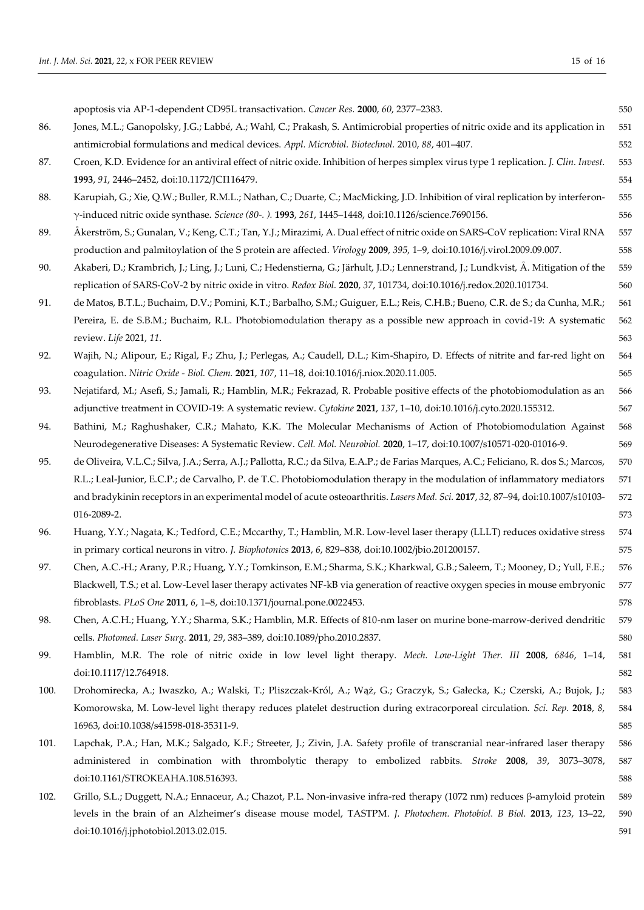apoptosis via AP-1-dependent CD95L transactivation. *Cancer Res.* **2000**, *60*, 2377–2383.

86. Jones, M.L.; Ganopolsky, J.G.; Labbé, A.; Wahl, C.; Prakash, S. Antimicrobial properties of nitric oxide and its application in antimicrobial formulations and medical devices. *Appl. Microbiol. Biotechnol.* 2010, *88*, 401–407.
87. Croen, K.D. Evidence for an antiviral effect of nitric oxide. Inhibition of herpes simplex virus type 1 replication. *J. Clin. Invest.* **1993**, *91*, 2446–2452, doi:10.1172/JCI116479.
88. Karupiah, G.; Xie, Q.W.; Buller, R.M.L.; Nathan, C.; Duarte, C.; MacMicking, J.D. Inhibition of viral replication by interferon-γ-induced nitric oxide synthase. *Science (80-. ).* **1993**, *261*, 1445–1448, doi:10.1126/science.7690156.
89. Åkerström, S.; Gunalan, V.; Keng, C.T.; Tan, Y.J.; Mirazimi, A. Dual effect of nitric oxide on SARS-CoV replication: Viral RNA production and palmitoylation of the S protein are affected. *Virology* **2009**, *395*, 1–9, doi:10.1016/j.virol.2009.09.007.
90. Akaberi, D.; Krambrich, J.; Ling, J.; Luni, C.; Hedenstierna, G.; Järhult, J.D.; Lennerstrand, J.; Lundkvist, Å. Mitigation of the replication of SARS-CoV-2 by nitric oxide in vitro. *Redox Biol.* **2020**, *37*, 101734, doi:10.1016/j.redox.2020.101734.
91. de Matos, B.T.L.; Buchaim, D.V.; Pomini, K.T.; Barbalho, S.M.; Guiguer, E.L.; Reis, C.H.B.; Bueno, C.R. de S.; da Cunha, M.R.; Pereira, E. de S.B.M.; Buchaim, R.L. Photobiomodulation therapy as a possible new approach in covid-19: A systematic review. *Life* 2021, *11*.
92. Wajih, N.; Alipour, E.; Rigal, F.; Zhu, J.; Perlegas, A.; Caudell, D.L.; Kim-Shapiro, D. Effects of nitrite and far-red light on coagulation. *Nitric Oxide - Biol. Chem.* **2021**, *107*, 11–18, doi:10.1016/j.niox.2020.11.005.
93. Nejatifard, M.; Asefi, S.; Jamali, R.; Hamblin, M.R.; Fekrazad, R. Probable positive effects of the photobiomodulation as an adjunctive treatment in COVID-19: A systematic review. *Cytokine* **2021**, *137*, 1–10, doi:10.1016/j.cyto.2020.155312.
94. Bathini, M.; Raghushaker, C.R.; Mahato, K.K. The Molecular Mechanisms of Action of Photobiomodulation Against Neurodegenerative Diseases: A Systematic Review. *Cell. Mol. Neurobiol.* **2020**, 1–17, doi:10.1007/s10571-020-01016-9.
95. de Oliveira, V.L.C.; Silva, J.A.; Serra, A.J.; Pallotta, R.C.; da Silva, E.A.P.; de Farias Marques, A.C.; Feliciano, R. dos S.; Marcos, R.L.; Leal-Junior, E.C.P.; de Carvalho, P. de T.C. Photobiomodulation therapy in the modulation of inflammatory mediators and bradykinin receptors in an experimental model of acute osteoarthritis. *Lasers Med. Sci.* **2017**, *32*, 87–94, doi:10.1007/s10103-016-2089-2.
96. Huang, Y.Y.; Nagata, K.; Tedford, C.E.; Mccarthy, T.; Hamblin, M.R. Low-level laser therapy (LLLT) reduces oxidative stress in primary cortical neurons in vitro. *J. Biophotonics* **2013**, *6*, 829–838, doi:10.1002/jbio.201200157.
97. Chen, A.C.-H.; Arany, P.R.; Huang, Y.Y.; Tomkinson, E.M.; Sharma, S.K.; Kharkwal, G.B.; Saleem, T.; Mooney, D.; Yull, F.E.; Blackwell, T.S.; et al. Low-Level laser therapy activates NF-kB via generation of reactive oxygen species in mouse embryonic fibroblasts. *PLoS One* **2011**, *6*, 1–8, doi:10.1371/journal.pone.0022453.
98. Chen, A.C.H.; Huang, Y.Y.; Sharma, S.K.; Hamblin, M.R. Effects of 810-nm laser on murine bone-marrow-derived dendritic cells. *Photomed. Laser Surg.* **2011**, *29*, 383–389, doi:10.1089/pho.2010.2837.
99. Hamblin, M.R. The role of nitric oxide in low level light therapy. *Mech. Low-Light Ther. III* **2008**, *6846*, 1–14, doi:10.1117/12.764918.
100. Drohomirecka, A.; Iwaszko, A.; Walski, T.; Pliszczak-Król, A.; Wąż, G.; Graczyk, S.; Gałecka, K.; Czerski, A.; Bujok, J.; Komorowska, M. Low-level light therapy reduces platelet destruction during extracorporeal circulation. *Sci. Rep.* **2018**, *8*, 16963, doi:10.1038/s41598-018-35311-9.
101. Lapchak, P.A.; Han, M.K.; Salgado, K.F.; Streeter, J.; Zivin, J.A. Safety profile of transcranial near-infrared laser therapy administered in combination with thrombolytic therapy to embolized rabbits. *Stroke* **2008**, *39*, 3073–3078, doi:10.1161/STROKEAHA.108.516393.
102. Grillo, S.L.; Duggett, N.A.; Ennaceur, A.; Chazot, P.L. Non-invasive infra-red therapy (1072 nm) reduces β-amyloid protein levels in the brain of an Alzheimer's disease mouse model, TASTPM. *J. Photochem. Photobiol. B Biol.* **2013**, *123*, 13–22, doi:10.1016/j.jphotobiol.2013.02.015.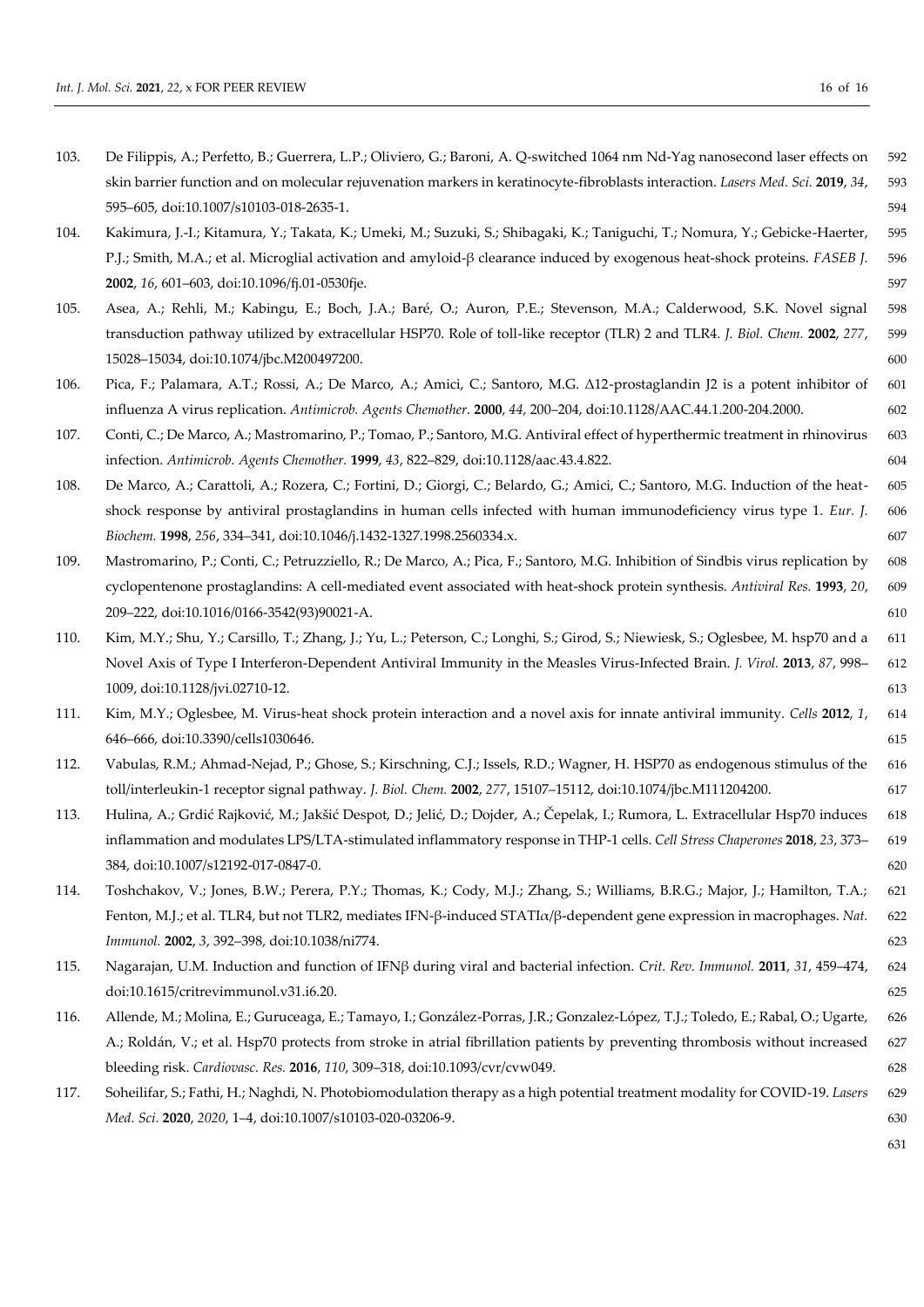103. De Filippis, A.; Perfetto, B.; Guerrera, L.P.; Oliviero, G.; Baroni, A. Q-switched 1064 nm Nd-Yag nanosecond laser effects on skin barrier function and on molecular rejuvenation markers in keratinocyte-fibroblasts interaction. *Lasers Med. Sci.* **2019**, *34*, 595–605, doi:10.1007/s10103-018-2635-1.
104. Kakimura, J.-I.; Kitamura, Y.; Takata, K.; Umeki, M.; Suzuki, S.; Shibagaki, K.; Taniguchi, T.; Nomura, Y.; Gebicke-Haerter, P.J.; Smith, M.A.; et al. Microglial activation and amyloid-β clearance induced by exogenous heat-shock proteins. *FASEB J.* **2002**, *16*, 601–603, doi:10.1096/fj.01-0530fje.
105. Asea, A.; Rehli, M.; Kabingu, E.; Boch, J.A.; Baré, O.; Auron, P.E.; Stevenson, M.A.; Calderwood, S.K. Novel signal transduction pathway utilized by extracellular HSP70. Role of toll-like receptor (TLR) 2 and TLR4. *J. Biol. Chem.* **2002**, *277*, 15028–15034, doi:10.1074/jbc.M200497200.
106. Pica, F.; Palamara, A.T.; Rossi, A.; De Marco, A.; Amici, C.; Santoro, M.G. Δ12-prostaglandin J2 is a potent inhibitor of influenza A virus replication. *Antimicrob. Agents Chemother.* **2000**, *44*, 200–204, doi:10.1128/AAC.44.1.200-204.2000.
107. Conti, C.; De Marco, A.; Mastromarino, P.; Tomao, P.; Santoro, M.G. Antiviral effect of hyperthermic treatment in rhinovirus infection. *Antimicrob. Agents Chemother.* **1999**, *43*, 822–829, doi:10.1128/aac.43.4.822.
108. De Marco, A.; Carattoli, A.; Rozera, C.; Fortini, D.; Giorgi, C.; Belardo, G.; Amici, C.; Santoro, M.G. Induction of the heat-shock response by antiviral prostaglandins in human cells infected with human immunodeficiency virus type 1. *Eur. J. Biochem.* **1998**, *256*, 334–341, doi:10.1046/j.1432-1327.1998.2560334.x.
109. Mastromarino, P.; Conti, C.; Petruzziello, R.; De Marco, A.; Pica, F.; Santoro, M.G. Inhibition of Sindbis virus replication by cyclopentenone prostaglandins: A cell-mediated event associated with heat-shock protein synthesis. *Antiviral Res.* **1993**, *20*, 209–222, doi:10.1016/0166-3542(93)90021-A.
110. Kim, M.Y.; Shu, Y.; Carsillo, T.; Zhang, J.; Yu, L.; Peterson, C.; Longhi, S.; Girod, S.; Niewiesk, S.; Oglesbee, M. hsp70 and a Novel Axis of Type I Interferon-Dependent Antiviral Immunity in the Measles Virus-Infected Brain. *J. Virol.* **2013**, *87*, 998–1009, doi:10.1128/jvi.02710-12.
111. Kim, M.Y.; Oglesbee, M. Virus-heat shock protein interaction and a novel axis for innate antiviral immunity. *Cells* **2012**, *1*, 646–666, doi:10.3390/cells1030646.
112. Vabulas, R.M.; Ahmad-Nejad, P.; Ghose, S.; Kirschning, C.J.; Issels, R.D.; Wagner, H. HSP70 as endogenous stimulus of the toll/interleukin-1 receptor signal pathway. *J. Biol. Chem.* **2002**, *277*, 15107–15112, doi:10.1074/jbc.M111204200.
113. Hulina, A.; Grdić Rajković, M.; Jakšić Despot, D.; Jelić, D.; Dojder, A.; Čepelak, I.; Rumora, L. Extracellular Hsp70 induces inflammation and modulates LPS/LTA-stimulated inflammatory response in THP-1 cells. *Cell Stress Chaperones* **2018**, *23*, 373–384, doi:10.1007/s12192-017-0847-0.
114. Toshchakov, V.; Jones, B.W.; Perera, P.Y.; Thomas, K.; Cody, M.J.; Zhang, S.; Williams, B.R.G.; Major, J.; Hamilton, T.A.; Fenton, M.J.; et al. TLR4, but not TLR2, mediates IFN-β-induced STATIα/β-dependent gene expression in macrophages. *Nat. Immunol.* **2002**, *3*, 392–398, doi:10.1038/ni774.
115. Nagarajan, U.M. Induction and function of IFNβ during viral and bacterial infection. *Crit. Rev. Immunol.* **2011**, *31*, 459–474, doi:10.1615/critrevimmunol.v31.i6.20.
116. Allende, M.; Molina, E.; Guruceaga, E.; Tamayo, I.; González-Porras, J.R.; Gonzalez-López, T.J.; Toledo, E.; Rabal, O.; Ugarte, A.; Roldán, V.; et al. Hsp70 protects from stroke in atrial fibrillation patients by preventing thrombosis without increased bleeding risk. *Cardiovasc. Res.* **2016**, *110*, 309–318, doi:10.1093/cvr/cvw049.
117. Soheilifar, S.; Fathi, H.; Naghdi, N. Photobiomodulation therapy as a high potential treatment modality for COVID-19. *Lasers Med. Sci.* **2020**, *2020*, 1–4, doi:10.1007/s10103-020-03206-9.